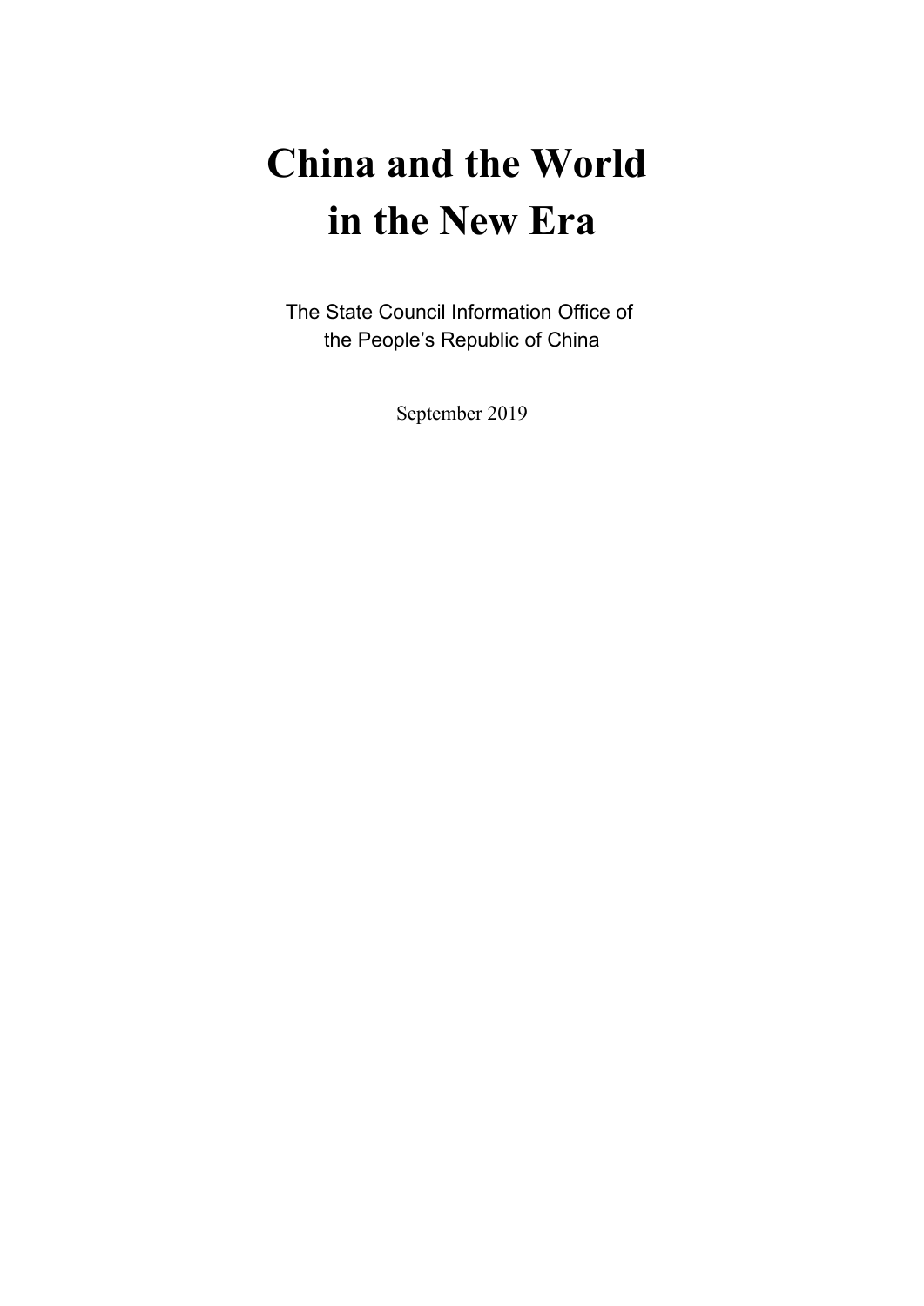# China and the World in the New Era

The State Council Information Office of the People's Republic of China

September 2019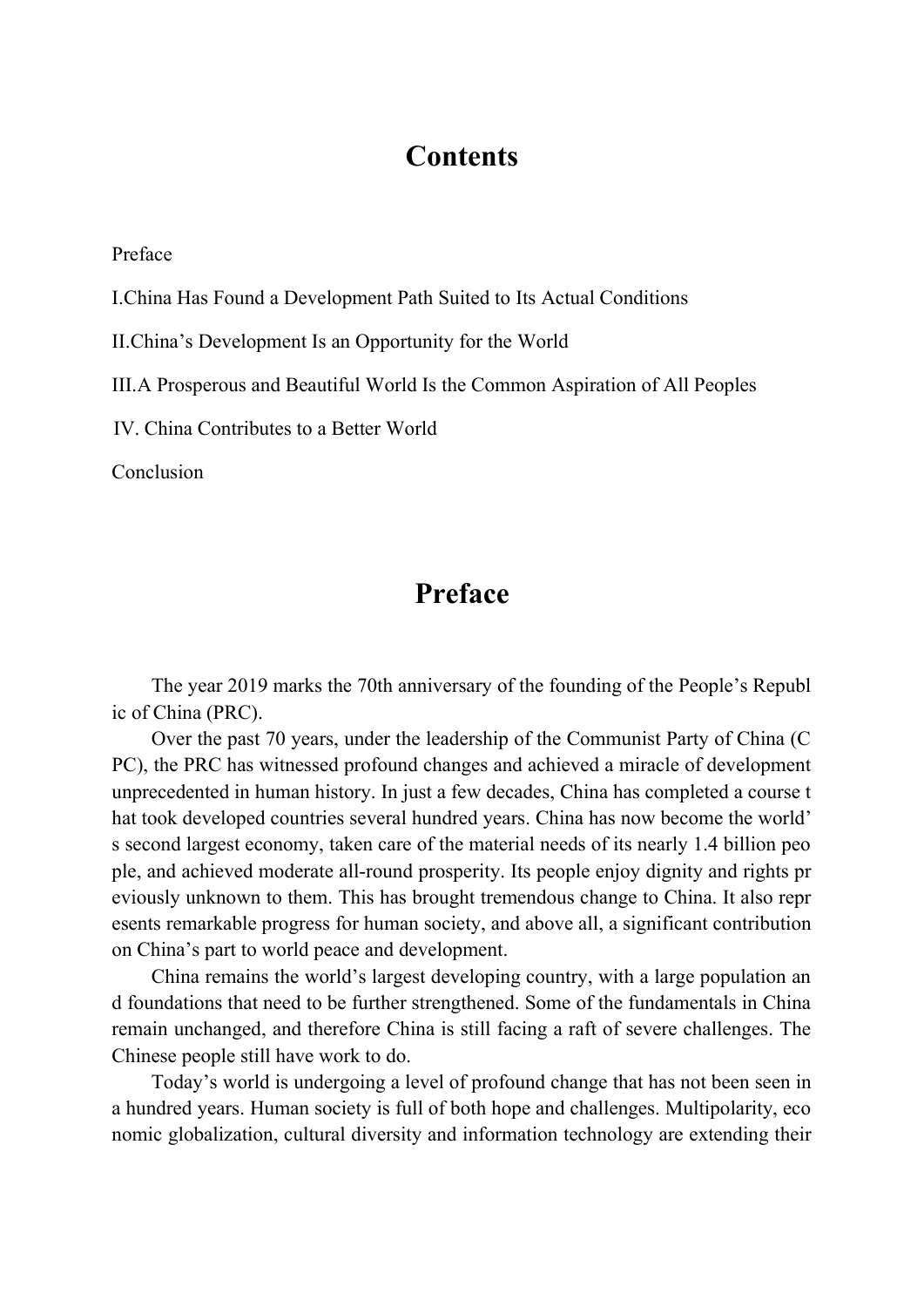# Contents

Preface

I.China Has Found a Development Path Suited to Its Actual Conditions

II.China's Development Is an Opportunity for the World

III.A Prosperous and Beautiful World Is the Common Aspiration of All Peoples

IV. China Contributes to a Better World

Conclusion

# Preface

The year 2019 marks the 70th anniversary of the founding of the People's Republic of China (PRC).

Over the past 70 years, under the leadership of the Communist Party of China (CPC), the PRC has witnessed profound changes and achieved a miracle of development unprecedented in human history. In just a few decades, China has completed a course that took developed countries several hundred years. China has now become the world's second largest economy, taken care of the material needs of its nearly 1.4 billion people, and achieved moderate all-round prosperity. Its people enjoy dignity and rights previously unknown to them. This has brought tremendous change to China. It also represents remarkable progress for human society, and above all, a significant contribution on China's part to world peace and development.

China remains the world's largest developing country, with a large population and foundations that need to be further strengthened. Some of the fundamentals in China remain unchanged, and therefore China is still facing a raft of severe challenges. The Chinese people still have work to do.

Today's world is undergoing a level of profound change that has not been seen in a hundred years. Human society is full of both hope and challenges. Multipolarity, economic globalization, cultural diversity and information technology are extending their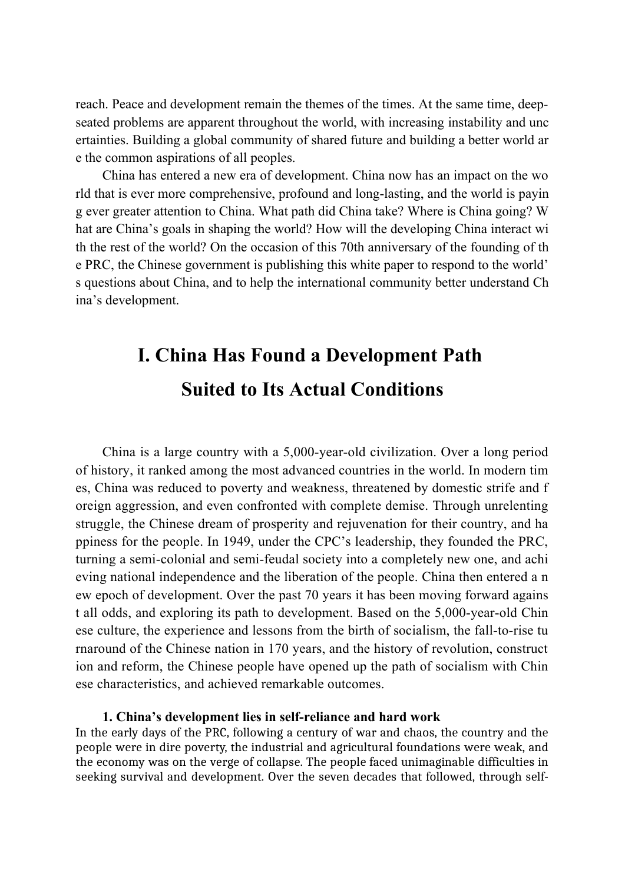reach. Peace and development remain the themes of the times. At the same time, deep-seated problems are apparent throughout the world, with increasing instability and uncertainties. Building a global community of shared future and building a better world are the common aspirations of all peoples.

China has entered a new era of development. China now has an impact on the world that is ever more comprehensive, profound and long-lasting, and the world is paying ever greater attention to China. What path did China take? Where is China going? What are China's goals in shaping the world? How will the developing China interact with the rest of the world? On the occasion of this 70th anniversary of the founding of the PRC, the Chinese government is publishing this white paper to respond to the world's questions about China, and to help the international community better understand China's development.

# I. China Has Found a Development Path Suited to Its Actual Conditions

China is a large country with a 5,000-year-old civilization. Over a long period of history, it ranked among the most advanced countries in the world. In modern times, China was reduced to poverty and weakness, threatened by domestic strife and foreign aggression, and even confronted with complete demise. Through unrelenting struggle, the Chinese dream of prosperity and rejuvenation for their country, and happiness for the people. In 1949, under the CPC's leadership, they founded the PRC, turning a semi-colonial and semi-feudal society into a completely new one, and achieving national independence and the liberation of the people. China then entered a new epoch of development. Over the past 70 years it has been moving forward against all odds, and exploring its path to development. Based on the 5,000-year-old Chinese culture, the experience and lessons from the birth of socialism, the fall-to-rise turnaround of the Chinese nation in 170 years, and the history of revolution, construction and reform, the Chinese people have opened up the path of socialism with Chinese characteristics, and achieved remarkable outcomes.

### 1. China's development lies in self-reliance and hard work

In the early days of the PRC, following a century of war and chaos, the country and the people were in dire poverty, the industrial and agricultural foundations were weak, and the economy was on the verge of collapse. The people faced unimaginable difficulties in seeking survival and development. Over the seven decades that followed, through self-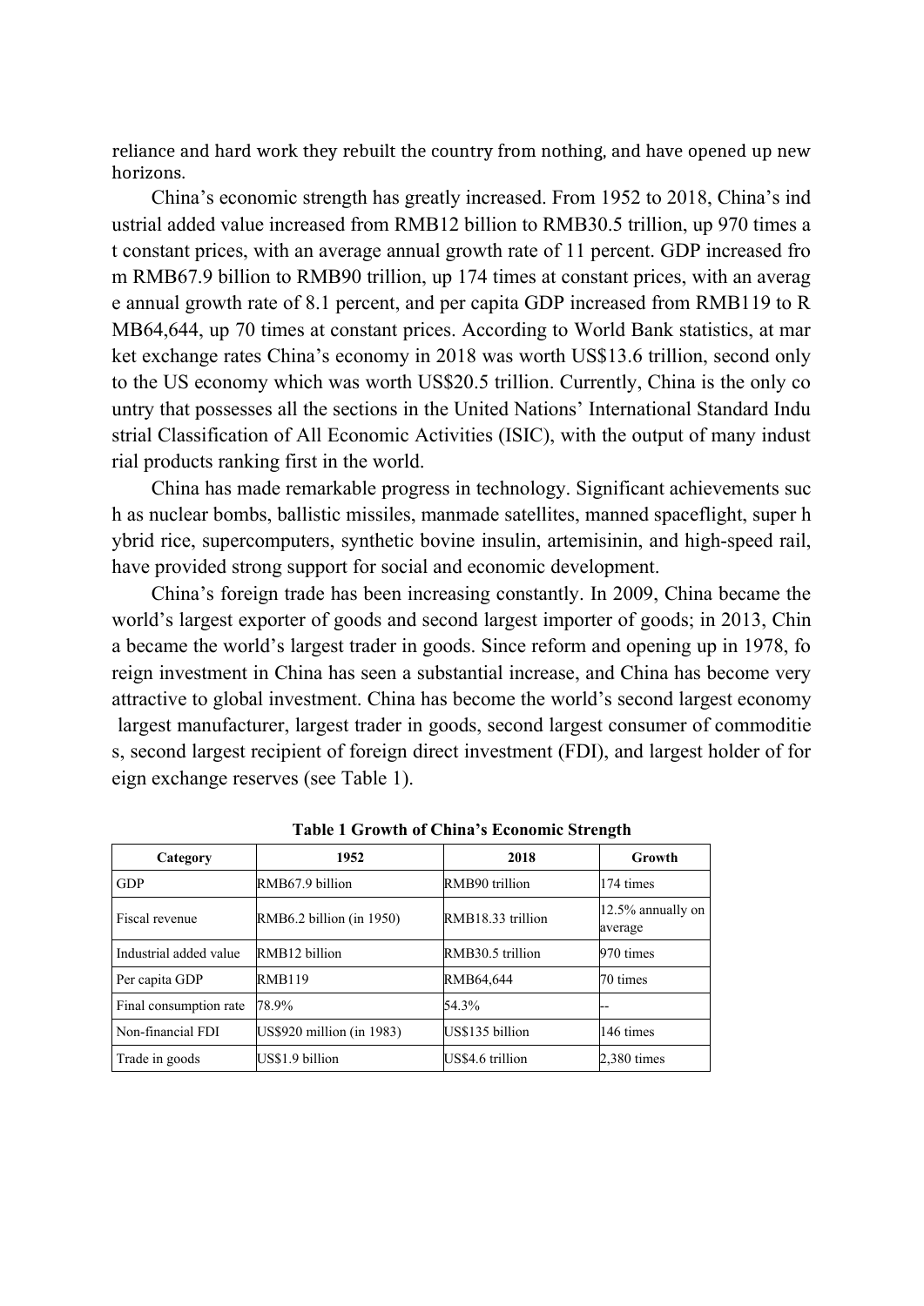reliance and hard work they rebuilt the country from nothing, and have opened up new horizons.

China's economic strength has greatly increased. From 1952 to 2018, China's industrial added value increased from RMB12 billion to RMB30.5 trillion, up 970 times at constant prices, with an average annual growth rate of 11 percent. GDP increased from RMB67.9 billion to RMB90 trillion, up 174 times at constant prices, with an average annual growth rate of 8.1 percent, and per capita GDP increased from RMB119 to RMB64,644, up 70 times at constant prices. According to World Bank statistics, at market exchange rates China's economy in 2018 was worth US$13.6 trillion, second only to the US economy which was worth US$20.5 trillion. Currently, China is the only country that possesses all the sections in the United Nations' International Standard Industrial Classification of All Economic Activities (ISIC), with the output of many industrial products ranking first in the world.

China has made remarkable progress in technology. Significant achievements such as nuclear bombs, ballistic missiles, manmade satellites, manned spaceflight, super hybrid rice, supercomputers, synthetic bovine insulin, artemisinin, and high-speed rail, have provided strong support for social and economic development.

China's foreign trade has been increasing constantly. In 2009, China became the world's largest exporter of goods and second largest importer of goods; in 2013, China became the world's largest trader in goods. Since reform and opening up in 1978, foreign investment in China has seen a substantial increase, and China has become very attractive to global investment. China has become the world's second largest economy largest manufacturer, largest trader in goods, second largest consumer of commodities, second largest recipient of foreign direct investment (FDI), and largest holder of foreign exchange reserves (see Table 1).

**Table 1 Growth of China's Economic Strength**

| Category | 1952 | 2018 | Growth |
|---|---|---|---|
| GDP | RMB67.9 billion | RMB90 trillion | 174 times |
| Fiscal revenue | RMB6.2 billion (in 1950) | RMB18.33 trillion | 12.5% annually on average |
| Industrial added value | RMB12 billion | RMB30.5 trillion | 970 times |
| Per capita GDP | RMB119 | RMB64,644 | 70 times |
| Final consumption rate | 78.9% | 54.3% | -- |
| Non-financial FDI | US$920 million (in 1983) | US$135 billion | 146 times |
| Trade in goods | US$1.9 billion | US$4.6 trillion | 2,380 times |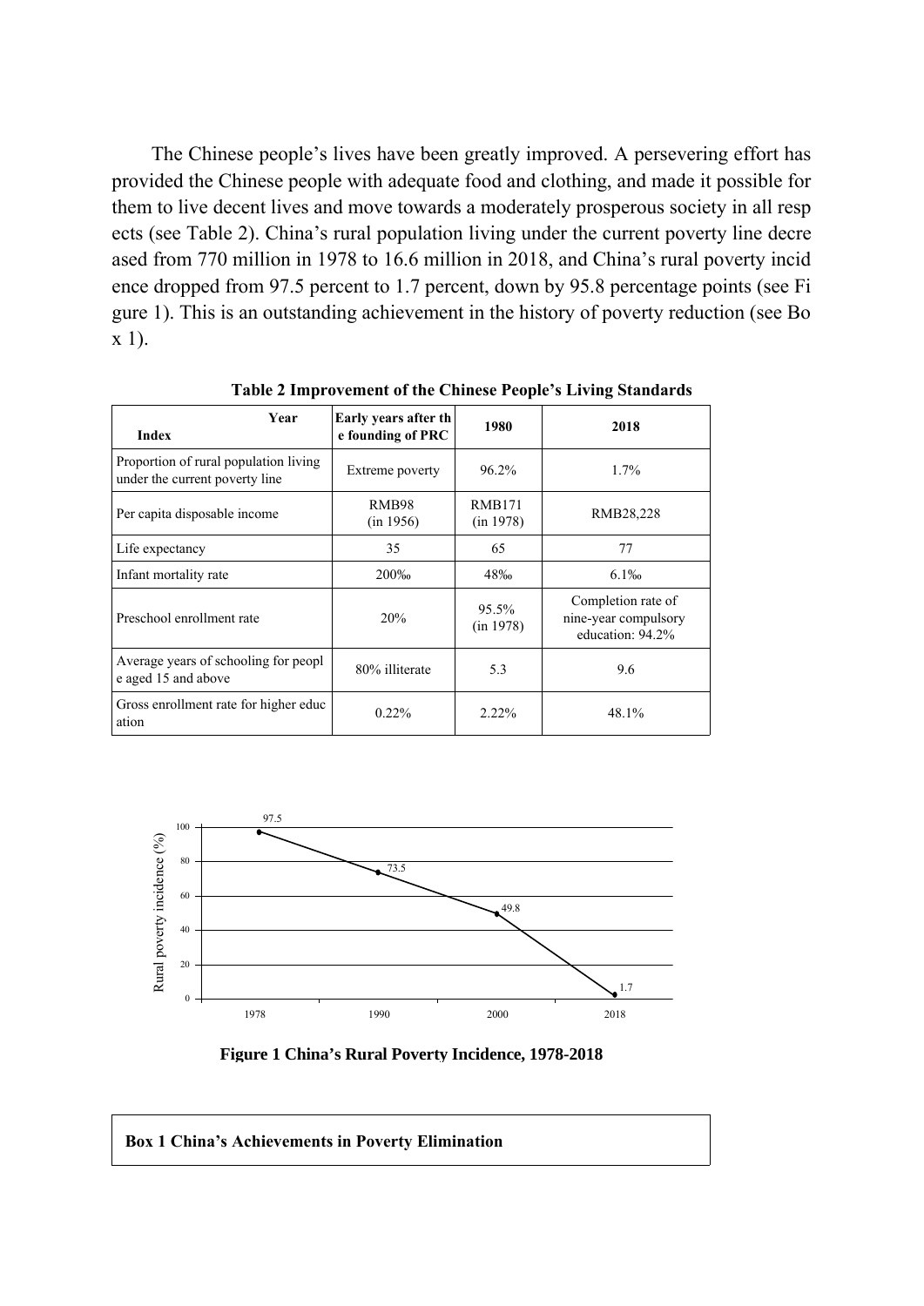The Chinese people's lives have been greatly improved. A persevering effort has provided the Chinese people with adequate food and clothing, and made it possible for them to live decent lives and move towards a moderately prosperous society in all respects (see Table 2). China's rural population living under the current poverty line decreased from 770 million in 1978 to 16.6 million in 2018, and China's rural poverty incidence dropped from 97.5 percent to 1.7 percent, down by 95.8 percentage points (see Figure 1). This is an outstanding achievement in the history of poverty reduction (see Box 1).

**Table 2 Improvement of the Chinese People's Living Standards**

| Index / Year | Early years after the founding of PRC | 1980 | 2018 |
|---|---|---|---|
| Proportion of rural population living under the current poverty line | Extreme poverty | 96.2% | 1.7% |
| Per capita disposable income | RMB98 (in 1956) | RMB171 (in 1978) | RMB28,228 |
| Life expectancy | 35 | 65 | 77 |
| Infant mortality rate | 200‰ | 48‰ | 6.1‰ |
| Preschool enrollment rate | 20% | 95.5% (in 1978) | Completion rate of nine-year compulsory education: 94.2% |
| Average years of schooling for people aged 15 and above | 80% illiterate | 5.3 | 9.6 |
| Gross enrollment rate for higher education | 0.22% | 2.22% | 48.1% |

| Year | Rural poverty incidence (%) |
|---|---|
| 1978 | 97.5 |
| 1990 | 73.5 |
| 2000 | 49.8 |
| 2018 | 1.7 |

**Figure 1 China's Rural Poverty Incidence, 1978-2018**

**Box 1 China's Achievements in Poverty Elimination**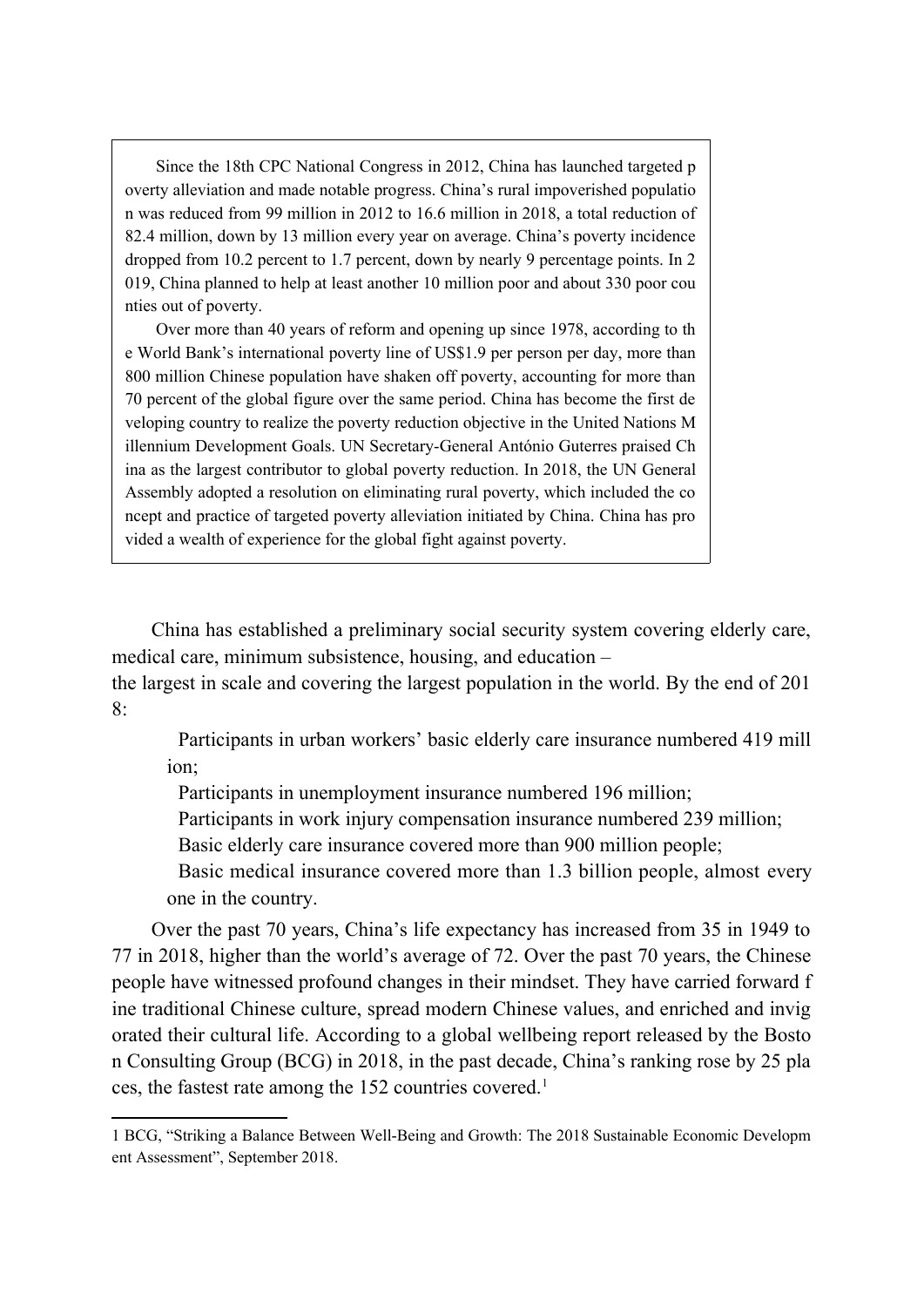> Since the 18th CPC National Congress in 2012, China has launched targeted poverty alleviation and made notable progress. China's rural impoverished population was reduced from 99 million in 2012 to 16.6 million in 2018, a total reduction of 82.4 million, down by 13 million every year on average. China's poverty incidence dropped from 10.2 percent to 1.7 percent, down by nearly 9 percentage points. In 2019, China planned to help at least another 10 million poor and about 330 poor counties out of poverty.
>
> Over more than 40 years of reform and opening up since 1978, according to the World Bank's international poverty line of US$1.9 per person per day, more than 800 million Chinese population have shaken off poverty, accounting for more than 70 percent of the global figure over the same period. China has become the first developing country to realize the poverty reduction objective in the United Nations Millennium Development Goals. UN Secretary-General António Guterres praised China as the largest contributor to global poverty reduction. In 2018, the UN General Assembly adopted a resolution on eliminating rural poverty, which included the concept and practice of targeted poverty alleviation initiated by China. China has provided a wealth of experience for the global fight against poverty.

China has established a preliminary social security system covering elderly care, medical care, minimum subsistence, housing, and education – the largest in scale and covering the largest population in the world. By the end of 2018:

- Participants in urban workers' basic elderly care insurance numbered 419 million;
- Participants in unemployment insurance numbered 196 million;
- Participants in work injury compensation insurance numbered 239 million;
- Basic elderly care insurance covered more than 900 million people;
- Basic medical insurance covered more than 1.3 billion people, almost every one in the country.

Over the past 70 years, China's life expectancy has increased from 35 in 1949 to 77 in 2018, higher than the world's average of 72. Over the past 70 years, the Chinese people have witnessed profound changes in their mindset. They have carried forward fine traditional Chinese culture, spread modern Chinese values, and enriched and invigorated their cultural life. According to a global wellbeing report released by the Boston Consulting Group (BCG) in 2018, in the past decade, China's ranking rose by 25 places, the fastest rate among the 152 countries covered.[1]

---

1 BCG, "Striking a Balance Between Well-Being and Growth: The 2018 Sustainable Economic Development Assessment", September 2018.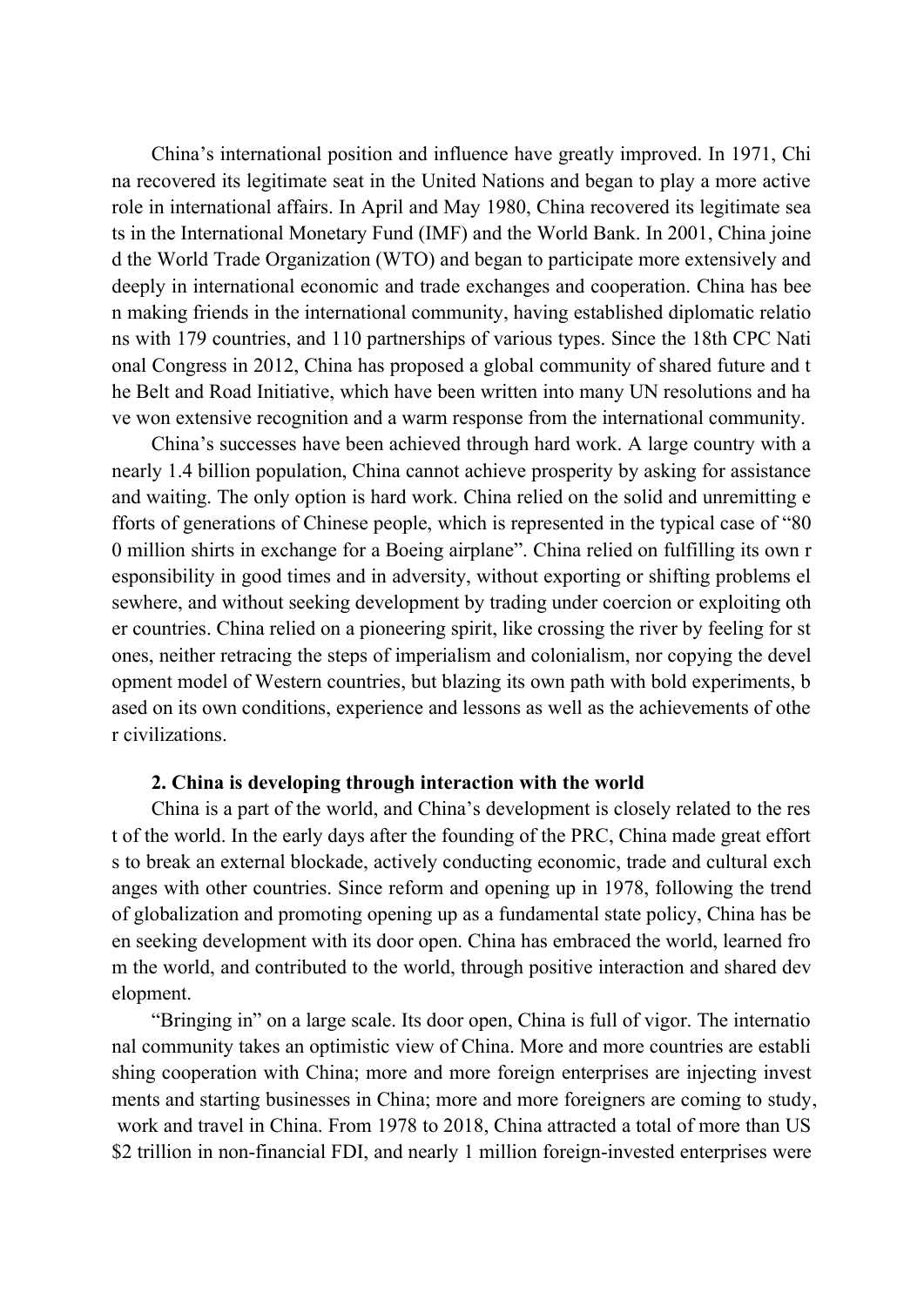China's international position and influence have greatly improved. In 1971, China recovered its legitimate seat in the United Nations and began to play a more active role in international affairs. In April and May 1980, China recovered its legitimate seats in the International Monetary Fund (IMF) and the World Bank. In 2001, China joined the World Trade Organization (WTO) and began to participate more extensively and deeply in international economic and trade exchanges and cooperation. China has been making friends in the international community, having established diplomatic relations with 179 countries, and 110 partnerships of various types. Since the 18th CPC National Congress in 2012, China has proposed a global community of shared future and the Belt and Road Initiative, which have been written into many UN resolutions and have won extensive recognition and a warm response from the international community.

China's successes have been achieved through hard work. A large country with a nearly 1.4 billion population, China cannot achieve prosperity by asking for assistance and waiting. The only option is hard work. China relied on the solid and unremitting efforts of generations of Chinese people, which is represented in the typical case of "800 million shirts in exchange for a Boeing airplane". China relied on fulfilling its own responsibility in good times and in adversity, without exporting or shifting problems elsewhere, and without seeking development by trading under coercion or exploiting other countries. China relied on a pioneering spirit, like crossing the river by feeling for stones, neither retracing the steps of imperialism and colonialism, nor copying the development model of Western countries, but blazing its own path with bold experiments, based on its own conditions, experience and lessons as well as the achievements of other civilizations.

### 2. China is developing through interaction with the world

China is a part of the world, and China's development is closely related to the rest of the world. In the early days after the founding of the PRC, China made great efforts to break an external blockade, actively conducting economic, trade and cultural exchanges with other countries. Since reform and opening up in 1978, following the trend of globalization and promoting opening up as a fundamental state policy, China has been seeking development with its door open. China has embraced the world, learned from the world, and contributed to the world, through positive interaction and shared development.

"Bringing in" on a large scale. Its door open, China is full of vigor. The international community takes an optimistic view of China. More and more countries are establishing cooperation with China; more and more foreign enterprises are injecting investments and starting businesses in China; more and more foreigners are coming to study, work and travel in China. From 1978 to 2018, China attracted a total of more than US$2 trillion in non-financial FDI, and nearly 1 million foreign-invested enterprises were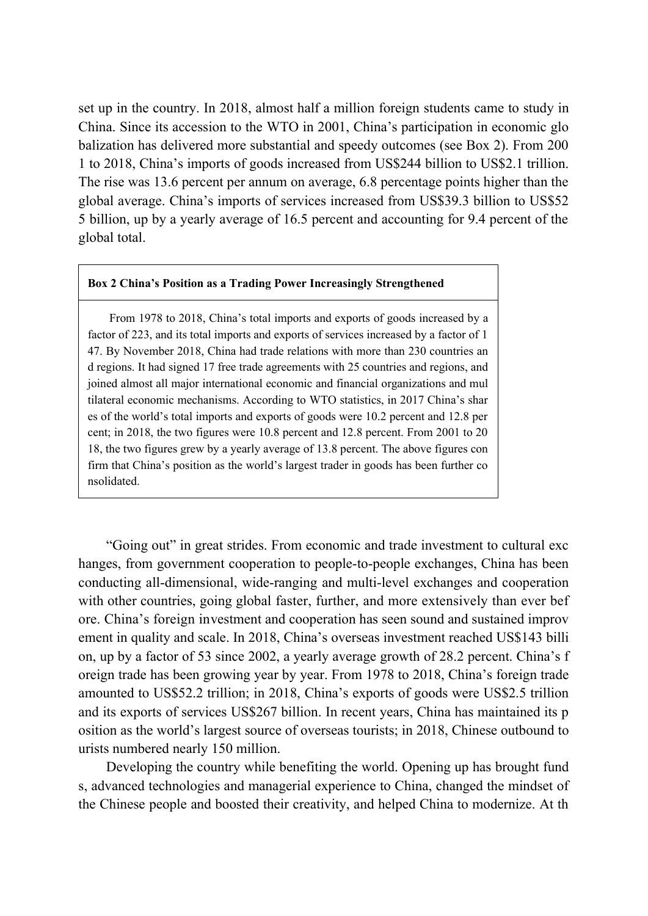set up in the country. In 2018, almost half a million foreign students came to study in China. Since its accession to the WTO in 2001, China's participation in economic globalization has delivered more substantial and speedy outcomes (see Box 2). From 2001 to 2018, China's imports of goods increased from US$244 billion to US$2.1 trillion. The rise was 13.6 percent per annum on average, 6.8 percentage points higher than the global average. China's imports of services increased from US$39.3 billion to US$525 billion, up by a yearly average of 16.5 percent and accounting for 9.4 percent of the global total.

> **Box 2 China's Position as a Trading Power Increasingly Strengthened**
>
> From 1978 to 2018, China's total imports and exports of goods increased by a factor of 223, and its total imports and exports of services increased by a factor of 147. By November 2018, China had trade relations with more than 230 countries and regions. It had signed 17 free trade agreements with 25 countries and regions, and joined almost all major international economic and financial organizations and multilateral economic mechanisms. According to WTO statistics, in 2017 China's shares of the world's total imports and exports of goods were 10.2 percent and 12.8 percent; in 2018, the two figures were 10.8 percent and 12.8 percent. From 2001 to 2018, the two figures grew by a yearly average of 13.8 percent. The above figures confirm that China's position as the world's largest trader in goods has been further consolidated.

"Going out" in great strides. From economic and trade investment to cultural exchanges, from government cooperation to people-to-people exchanges, China has been conducting all-dimensional, wide-ranging and multi-level exchanges and cooperation with other countries, going global faster, further, and more extensively than ever before. China's foreign investment and cooperation has seen sound and sustained improvement in quality and scale. In 2018, China's overseas investment reached US$143 billion, up by a factor of 53 since 2002, a yearly average growth of 28.2 percent. China's foreign trade has been growing year by year. From 1978 to 2018, China's foreign trade amounted to US$52.2 trillion; in 2018, China's exports of goods were US$2.5 trillion and its exports of services US$267 billion. In recent years, China has maintained its position as the world's largest source of overseas tourists; in 2018, Chinese outbound tourists numbered nearly 150 million.

Developing the country while benefiting the world. Opening up has brought funds, advanced technologies and managerial experience to China, changed the mindset of the Chinese people and boosted their creativity, and helped China to modernize. At th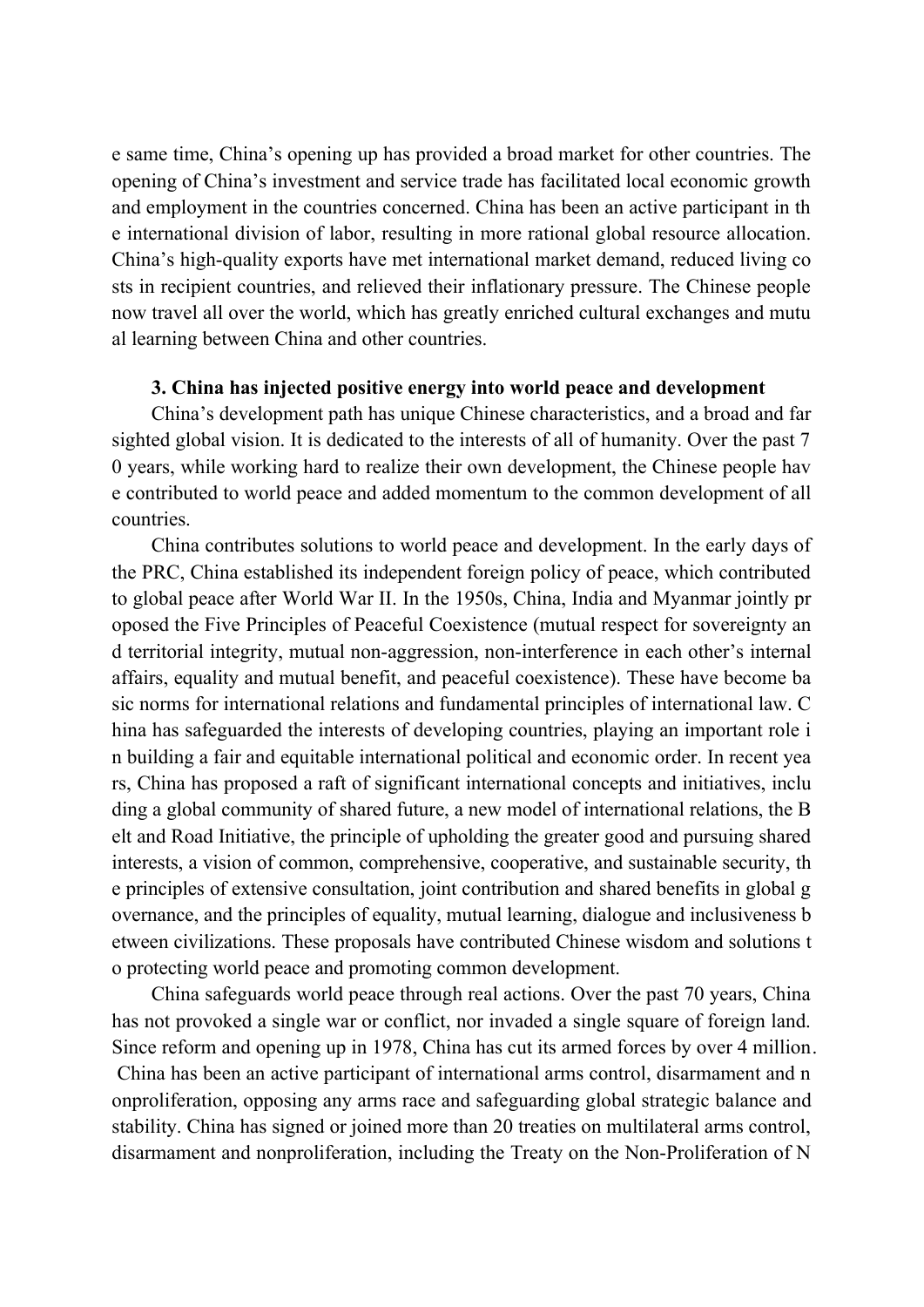e same time, China's opening up has provided a broad market for other countries. The opening of China's investment and service trade has facilitated local economic growth and employment in the countries concerned. China has been an active participant in the international division of labor, resulting in more rational global resource allocation. China's high-quality exports have met international market demand, reduced living costs in recipient countries, and relieved their inflationary pressure. The Chinese people now travel all over the world, which has greatly enriched cultural exchanges and mutual learning between China and other countries.

### 3. China has injected positive energy into world peace and development

China's development path has unique Chinese characteristics, and a broad and farsighted global vision. It is dedicated to the interests of all of humanity. Over the past 70 years, while working hard to realize their own development, the Chinese people have contributed to world peace and added momentum to the common development of all countries.

China contributes solutions to world peace and development. In the early days of the PRC, China established its independent foreign policy of peace, which contributed to global peace after World War II. In the 1950s, China, India and Myanmar jointly proposed the Five Principles of Peaceful Coexistence (mutual respect for sovereignty and territorial integrity, mutual non-aggression, non-interference in each other's internal affairs, equality and mutual benefit, and peaceful coexistence). These have become basic norms for international relations and fundamental principles of international law. China has safeguarded the interests of developing countries, playing an important role in building a fair and equitable international political and economic order. In recent years, China has proposed a raft of significant international concepts and initiatives, including a global community of shared future, a new model of international relations, the Belt and Road Initiative, the principle of upholding the greater good and pursuing shared interests, a vision of common, comprehensive, cooperative, and sustainable security, the principles of extensive consultation, joint contribution and shared benefits in global governance, and the principles of equality, mutual learning, dialogue and inclusiveness between civilizations. These proposals have contributed Chinese wisdom and solutions to protecting world peace and promoting common development.

China safeguards world peace through real actions. Over the past 70 years, China has not provoked a single war or conflict, nor invaded a single square of foreign land. Since reform and opening up in 1978, China has cut its armed forces by over 4 million. China has been an active participant of international arms control, disarmament and nonproliferation, opposing any arms race and safeguarding global strategic balance and stability. China has signed or joined more than 20 treaties on multilateral arms control, disarmament and nonproliferation, including the Treaty on the Non-Proliferation of N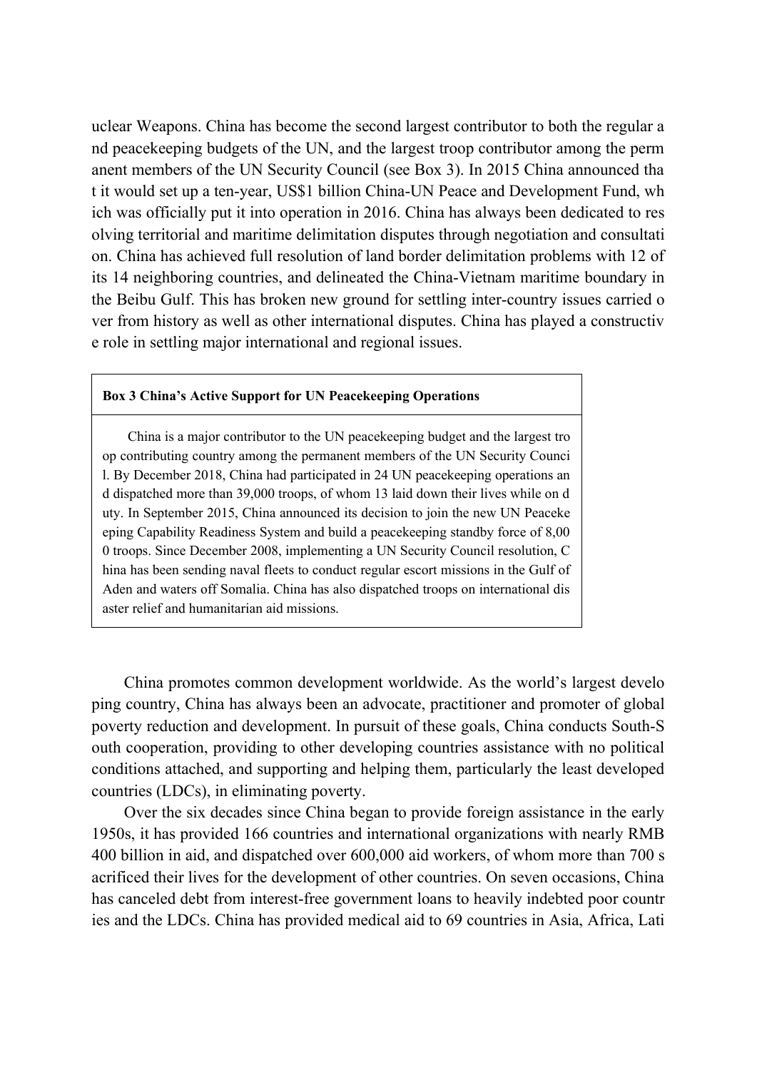uclear Weapons. China has become the second largest contributor to both the regular and peacekeeping budgets of the UN, and the largest troop contributor among the permanent members of the UN Security Council (see Box 3). In 2015 China announced that it would set up a ten-year, US$1 billion China-UN Peace and Development Fund, which was officially put it into operation in 2016. China has always been dedicated to resolving territorial and maritime delimitation disputes through negotiation and consultation. China has achieved full resolution of land border delimitation problems with 12 of its 14 neighboring countries, and delineated the China-Vietnam maritime boundary in the Beibu Gulf. This has broken new ground for settling inter-country issues carried over from history as well as other international disputes. China has played a constructive role in settling major international and regional issues.

> **Box 3 China's Active Support for UN Peacekeeping Operations**
>
> China is a major contributor to the UN peacekeeping budget and the largest troop contributing country among the permanent members of the UN Security Council. By December 2018, China had participated in 24 UN peacekeeping operations and dispatched more than 39,000 troops, of whom 13 laid down their lives while on duty. In September 2015, China announced its decision to join the new UN Peacekeeping Capability Readiness System and build a peacekeeping standby force of 8,000 troops. Since December 2008, implementing a UN Security Council resolution, China has been sending naval fleets to conduct regular escort missions in the Gulf of Aden and waters off Somalia. China has also dispatched troops on international disaster relief and humanitarian aid missions.

China promotes common development worldwide. As the world's largest developing country, China has always been an advocate, practitioner and promoter of global poverty reduction and development. In pursuit of these goals, China conducts South-South cooperation, providing to other developing countries assistance with no political conditions attached, and supporting and helping them, particularly the least developed countries (LDCs), in eliminating poverty.

Over the six decades since China began to provide foreign assistance in the early 1950s, it has provided 166 countries and international organizations with nearly RMB 400 billion in aid, and dispatched over 600,000 aid workers, of whom more than 700 sacrificed their lives for the development of other countries. On seven occasions, China has canceled debt from interest-free government loans to heavily indebted poor countries and the LDCs. China has provided medical aid to 69 countries in Asia, Africa, Lati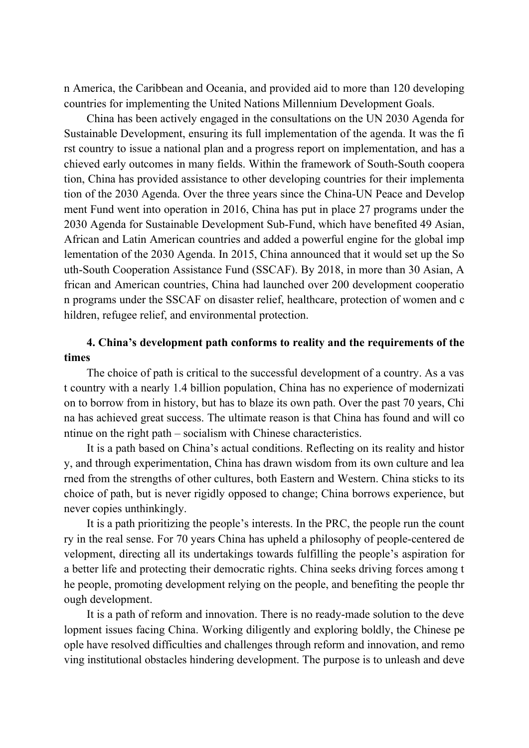n America, the Caribbean and Oceania, and provided aid to more than 120 developing countries for implementing the United Nations Millennium Development Goals.

China has been actively engaged in the consultations on the UN 2030 Agenda for Sustainable Development, ensuring its full implementation of the agenda. It was the first country to issue a national plan and a progress report on implementation, and has achieved early outcomes in many fields. Within the framework of South-South cooperation, China has provided assistance to other developing countries for their implementation of the 2030 Agenda. Over the three years since the China-UN Peace and Development Fund went into operation in 2016, China has put in place 27 programs under the 2030 Agenda for Sustainable Development Sub-Fund, which have benefited 49 Asian, African and Latin American countries and added a powerful engine for the global implementation of the 2030 Agenda. In 2015, China announced that it would set up the South-South Cooperation Assistance Fund (SSCAF). By 2018, in more than 30 Asian, African and American countries, China had launched over 200 development cooperation programs under the SSCAF on disaster relief, healthcare, protection of women and children, refugee relief, and environmental protection.

**4. China's development path conforms to reality and the requirements of the times**

The choice of path is critical to the successful development of a country. As a vast country with a nearly 1.4 billion population, China has no experience of modernization to borrow from in history, but has to blaze its own path. Over the past 70 years, China has achieved great success. The ultimate reason is that China has found and will continue on the right path – socialism with Chinese characteristics.

It is a path based on China's actual conditions. Reflecting on its reality and history, and through experimentation, China has drawn wisdom from its own culture and learned from the strengths of other cultures, both Eastern and Western. China sticks to its choice of path, but is never rigidly opposed to change; China borrows experience, but never copies unthinkingly.

It is a path prioritizing the people's interests. In the PRC, the people run the country in the real sense. For 70 years China has upheld a philosophy of people-centered development, directing all its undertakings towards fulfilling the people's aspiration for a better life and protecting their democratic rights. China seeks driving forces among the people, promoting development relying on the people, and benefiting the people through development.

It is a path of reform and innovation. There is no ready-made solution to the development issues facing China. Working diligently and exploring boldly, the Chinese people have resolved difficulties and challenges through reform and innovation, and removing institutional obstacles hindering development. The purpose is to unleash and deve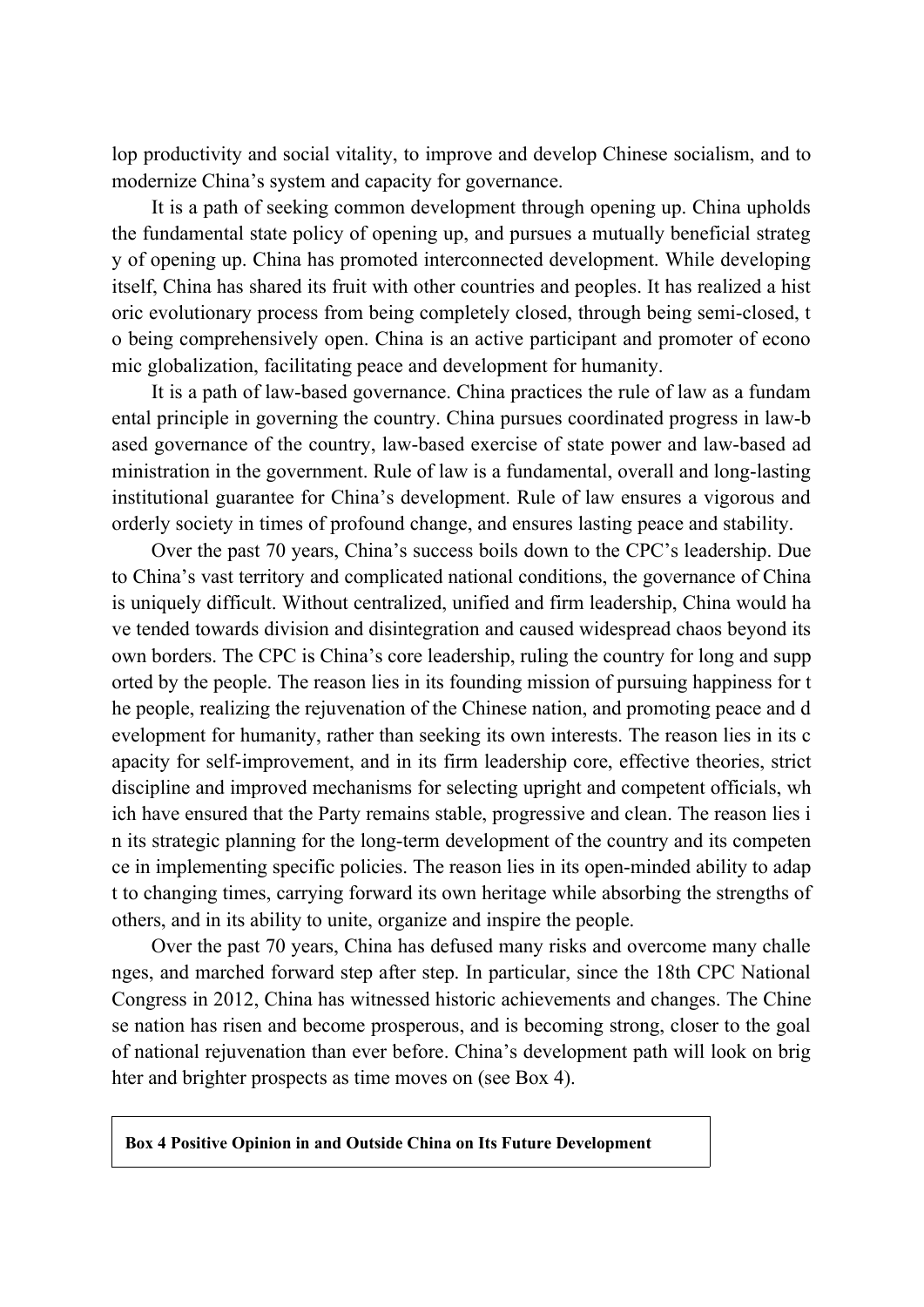lop productivity and social vitality, to improve and develop Chinese socialism, and to modernize China's system and capacity for governance.

It is a path of seeking common development through opening up. China upholds the fundamental state policy of opening up, and pursues a mutually beneficial strategy of opening up. China has promoted interconnected development. While developing itself, China has shared its fruit with other countries and peoples. It has realized a historic evolutionary process from being completely closed, through being semi-closed, to being comprehensively open. China is an active participant and promoter of economic globalization, facilitating peace and development for humanity.

It is a path of law-based governance. China practices the rule of law as a fundamental principle in governing the country. China pursues coordinated progress in law-based governance of the country, law-based exercise of state power and law-based administration in the government. Rule of law is a fundamental, overall and long-lasting institutional guarantee for China's development. Rule of law ensures a vigorous and orderly society in times of profound change, and ensures lasting peace and stability.

Over the past 70 years, China's success boils down to the CPC's leadership. Due to China's vast territory and complicated national conditions, the governance of China is uniquely difficult. Without centralized, unified and firm leadership, China would have tended towards division and disintegration and caused widespread chaos beyond its own borders. The CPC is China's core leadership, ruling the country for long and supported by the people. The reason lies in its founding mission of pursuing happiness for the people, realizing the rejuvenation of the Chinese nation, and promoting peace and development for humanity, rather than seeking its own interests. The reason lies in its capacity for self-improvement, and in its firm leadership core, effective theories, strict discipline and improved mechanisms for selecting upright and competent officials, which have ensured that the Party remains stable, progressive and clean. The reason lies in its strategic planning for the long-term development of the country and its competence in implementing specific policies. The reason lies in its open-minded ability to adapt to changing times, carrying forward its own heritage while absorbing the strengths of others, and in its ability to unite, organize and inspire the people.

Over the past 70 years, China has defused many risks and overcome many challenges, and marched forward step after step. In particular, since the 18th CPC National Congress in 2012, China has witnessed historic achievements and changes. The Chinese nation has risen and become prosperous, and is becoming strong, closer to the goal of national rejuvenation than ever before. China's development path will look on brighter and brighter prospects as time moves on (see Box 4).

**Box 4 Positive Opinion in and Outside China on Its Future Development**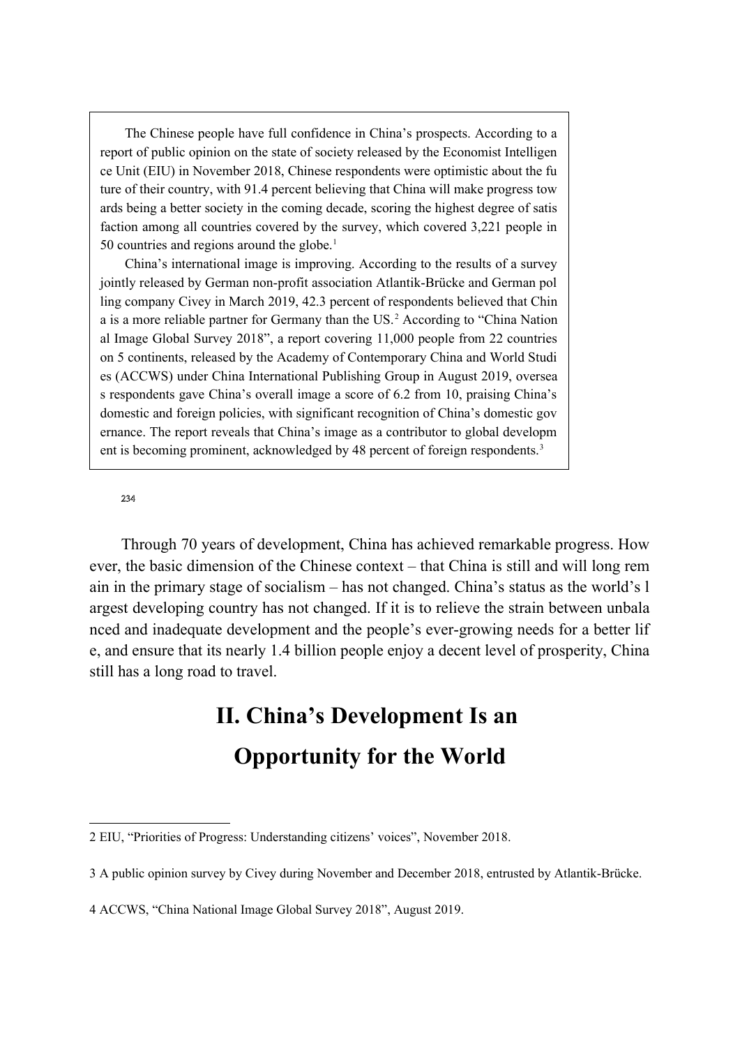> The Chinese people have full confidence in China's prospects. According to a report of public opinion on the state of society released by the Economist Intelligence Unit (EIU) in November 2018, Chinese respondents were optimistic about the future of their country, with 91.4 percent believing that China will make progress towards being a better society in the coming decade, scoring the highest degree of satisfaction among all countries covered by the survey, which covered 3,221 people in 50 countries and regions around the globe.[1]
>
> China's international image is improving. According to the results of a survey jointly released by German non-profit association Atlantik-Brücke and German polling company Civey in March 2019, 42.3 percent of respondents believed that China is a more reliable partner for Germany than the US.[2] According to "China National Image Global Survey 2018", a report covering 11,000 people from 22 countries on 5 continents, released by the Academy of Contemporary China and World Studies (ACCWS) under China International Publishing Group in August 2019, overseas respondents gave China's overall image a score of 6.2 from 10, praising China's domestic and foreign policies, with significant recognition of China's domestic governance. The report reveals that China's image as a contributor to global development is becoming prominent, acknowledged by 48 percent of foreign respondents.[3]

Through 70 years of development, China has achieved remarkable progress. However, the basic dimension of the Chinese context – that China is still and will long remain in the primary stage of socialism – has not changed. China's status as the world's largest developing country has not changed. If it is to relieve the strain between unbalanced and inadequate development and the people's ever-growing needs for a better life, and ensure that its nearly 1.4 billion people enjoy a decent level of prosperity, China still has a long road to travel.

## II. China's Development Is an Opportunity for the World

---

2 EIU, "Priorities of Progress: Understanding citizens' voices", November 2018.

3 A public opinion survey by Civey during November and December 2018, entrusted by Atlantik-Brücke.

4 ACCWS, "China National Image Global Survey 2018", August 2019.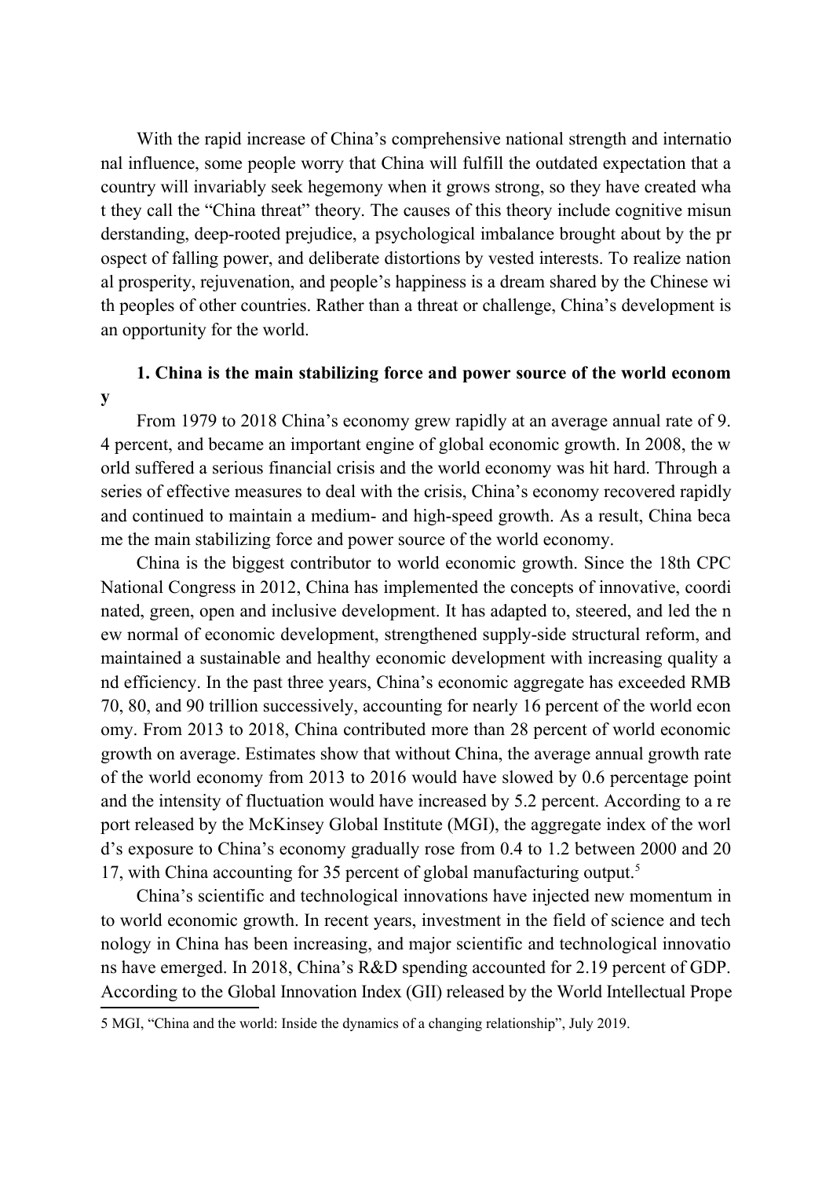With the rapid increase of China's comprehensive national strength and international influence, some people worry that China will fulfill the outdated expectation that a country will invariably seek hegemony when it grows strong, so they have created what they call the "China threat" theory. The causes of this theory include cognitive misunderstanding, deep-rooted prejudice, a psychological imbalance brought about by the prospect of falling power, and deliberate distortions by vested interests. To realize national prosperity, rejuvenation, and people's happiness is a dream shared by the Chinese with peoples of other countries. Rather than a threat or challenge, China's development is an opportunity for the world.

### 1. China is the main stabilizing force and power source of the world economy

From 1979 to 2018 China's economy grew rapidly at an average annual rate of 9.4 percent, and became an important engine of global economic growth. In 2008, the world suffered a serious financial crisis and the world economy was hit hard. Through a series of effective measures to deal with the crisis, China's economy recovered rapidly and continued to maintain a medium- and high-speed growth. As a result, China became the main stabilizing force and power source of the world economy.

China is the biggest contributor to world economic growth. Since the 18th CPC National Congress in 2012, China has implemented the concepts of innovative, coordinated, green, open and inclusive development. It has adapted to, steered, and led the new normal of economic development, strengthened supply-side structural reform, and maintained a sustainable and healthy economic development with increasing quality and efficiency. In the past three years, China's economic aggregate has exceeded RMB 70, 80, and 90 trillion successively, accounting for nearly 16 percent of the world economy. From 2013 to 2018, China contributed more than 28 percent of world economic growth on average. Estimates show that without China, the average annual growth rate of the world economy from 2013 to 2016 would have slowed by 0.6 percentage point and the intensity of fluctuation would have increased by 5.2 percent. According to a report released by the McKinsey Global Institute (MGI), the aggregate index of the world's exposure to China's economy gradually rose from 0.4 to 1.2 between 2000 and 2017, with China accounting for 35 percent of global manufacturing output.[5]

China's scientific and technological innovations have injected new momentum into world economic growth. In recent years, investment in the field of science and technology in China has been increasing, and major scientific and technological innovations have emerged. In 2018, China's R&D spending accounted for 2.19 percent of GDP. According to the Global Innovation Index (GII) released by the World Intellectual Prope

5 MGI, "China and the world: Inside the dynamics of a changing relationship", July 2019.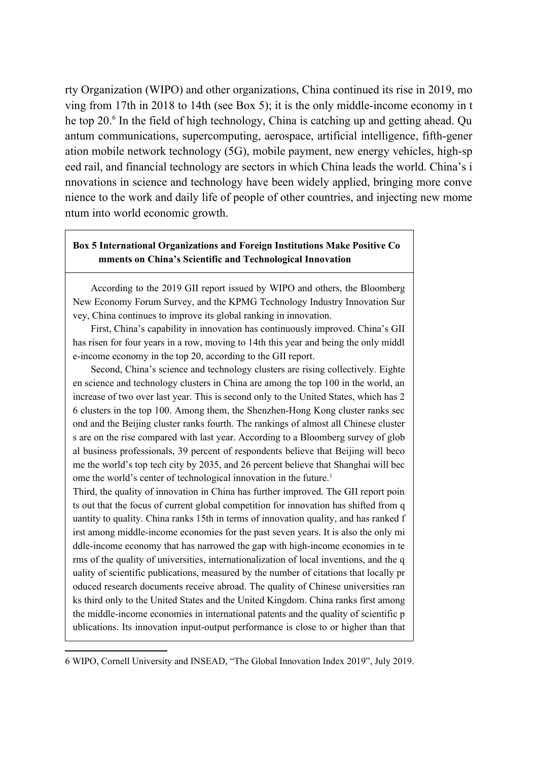rty Organization (WIPO) and other organizations, China continued its rise in 2019, moving from 17th in 2018 to 14th (see Box 5); it is the only middle-income economy in the top 20.[6] In the field of high technology, China is catching up and getting ahead. Quantum communications, supercomputing, aerospace, artificial intelligence, fifth-generation mobile network technology (5G), mobile payment, new energy vehicles, high-speed rail, and financial technology are sectors in which China leads the world. China's innovations in science and technology have been widely applied, bringing more convenience to the work and daily life of people of other countries, and injecting new momentum into world economic growth.

**Box 5 International Organizations and Foreign Institutions Make Positive Comments on China's Scientific and Technological Innovation**

According to the 2019 GII report issued by WIPO and others, the Bloomberg New Economy Forum Survey, and the KPMG Technology Industry Innovation Survey, China continues to improve its global ranking in innovation.

First, China's capability in innovation has continuously improved. China's GII has risen for four years in a row, moving to 14th this year and being the only middle-income economy in the top 20, according to the GII report.

Second, China's science and technology clusters are rising collectively. Eighteen science and technology clusters in China are among the top 100 in the world, an increase of two over last year. This is second only to the United States, which has 26 clusters in the top 100. Among them, the Shenzhen-Hong Kong cluster ranks second and the Beijing cluster ranks fourth. The rankings of almost all Chinese clusters are on the rise compared with last year. According to a Bloomberg survey of global business professionals, 39 percent of respondents believe that Beijing will become the world's top tech city by 2035, and 26 percent believe that Shanghai will become the world's center of technological innovation in the future.[1]

Third, the quality of innovation in China has further improved. The GII report points out that the focus of current global competition for innovation has shifted from quantity to quality. China ranks 15th in terms of innovation quality, and has ranked first among middle-income economies for the past seven years. It is also the only middle-income economy that has narrowed the gap with high-income economies in terms of the quality of universities, internationalization of local inventions, and the quality of scientific publications, measured by the number of citations that locally produced research documents receive abroad. The quality of Chinese universities ranks third only to the United States and the United Kingdom. China ranks first among the middle-income economies in international patents and the quality of scientific publications. Its innovation input-output performance is close to or higher than that

6 WIPO, Cornell University and INSEAD, "The Global Innovation Index 2019", July 2019.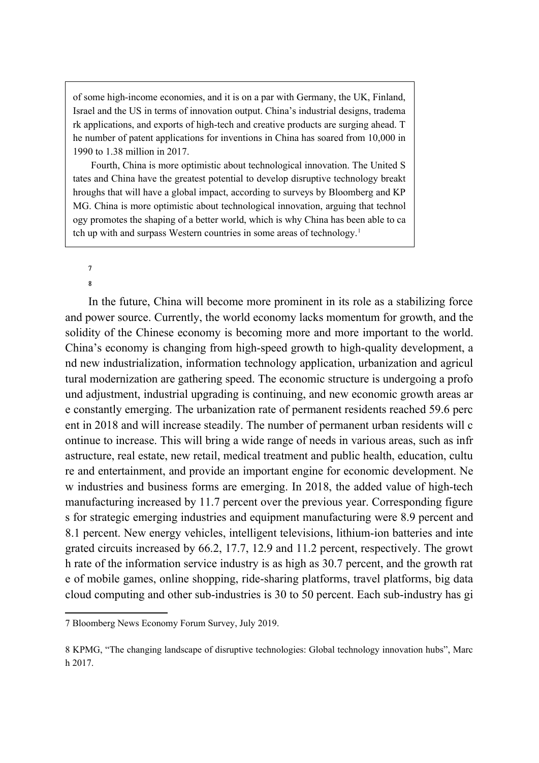of some high-income economies, and it is on a par with Germany, the UK, Finland, Israel and the US in terms of innovation output. China's industrial designs, trademark applications, and exports of high-tech and creative products are surging ahead. The number of patent applications for inventions in China has soared from 10,000 in 1990 to 1.38 million in 2017.

Fourth, China is more optimistic about technological innovation. The United States and China have the greatest potential to develop disruptive technology breakthroughs that will have a global impact, according to surveys by Bloomberg and KPMG. China is more optimistic about technological innovation, arguing that technology promotes the shaping of a better world, which is why China has been able to catch up with and surpass Western countries in some areas of technology.[1]

[7]

[8]

In the future, China will become more prominent in its role as a stabilizing force and power source. Currently, the world economy lacks momentum for growth, and the solidity of the Chinese economy is becoming more and more important to the world. China's economy is changing from high-speed growth to high-quality development, and new industrialization, information technology application, urbanization and agricultural modernization are gathering speed. The economic structure is undergoing a profound adjustment, industrial upgrading is continuing, and new economic growth areas are constantly emerging. The urbanization rate of permanent residents reached 59.6 percent in 2018 and will increase steadily. The number of permanent urban residents will continue to increase. This will bring a wide range of needs in various areas, such as infrastructure, real estate, new retail, medical treatment and public health, education, culture and entertainment, and provide an important engine for economic development. New industries and business forms are emerging. In 2018, the added value of high-tech manufacturing increased by 11.7 percent over the previous year. Corresponding figures for strategic emerging industries and equipment manufacturing were 8.9 percent and 8.1 percent. New energy vehicles, intelligent televisions, lithium-ion batteries and integrated circuits increased by 66.2, 17.7, 12.9 and 11.2 percent, respectively. The growth rate of the information service industry is as high as 30.7 percent, and the growth rate of mobile games, online shopping, ride-sharing platforms, travel platforms, big data cloud computing and other sub-industries is 30 to 50 percent. Each sub-industry has gi

---

7 Bloomberg News Economy Forum Survey, July 2019.

8 KPMG, "The changing landscape of disruptive technologies: Global technology innovation hubs", March 2017.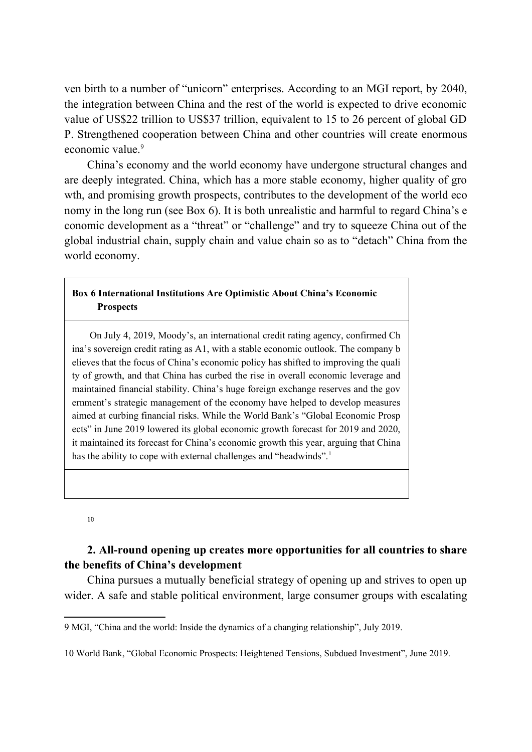ven birth to a number of "unicorn" enterprises. According to an MGI report, by 2040, the integration between China and the rest of the world is expected to drive economic value of US$22 trillion to US$37 trillion, equivalent to 15 to 26 percent of global GDP. Strengthened cooperation between China and other countries will create enormous economic value.[9]

China's economy and the world economy have undergone structural changes and are deeply integrated. China, which has a more stable economy, higher quality of growth, and promising growth prospects, contributes to the development of the world economy in the long run (see Box 6). It is both unrealistic and harmful to regard China's economic development as a "threat" or "challenge" and try to squeeze China out of the global industrial chain, supply chain and value chain so as to "detach" China from the world economy.

| **Box 6 International Institutions Are Optimistic About China's Economic Prospects** |
| --- |
| On July 4, 2019, Moody's, an international credit rating agency, confirmed China's sovereign credit rating as A1, with a stable economic outlook. The company believes that the focus of China's economic policy has shifted to improving the quality of growth, and that China has curbed the rise in overall economic leverage and maintained financial stability. China's huge foreign exchange reserves and the government's strategic management of the economy have helped to develop measures aimed at curbing financial risks. While the World Bank's "Global Economic Prospects" in June 2019 lowered its global economic growth forecast for 2019 and 2020, it maintained its forecast for China's economic growth this year, arguing that China has the ability to cope with external challenges and "headwinds".[10] |
| |

**2. All-round opening up creates more opportunities for all countries to share the benefits of China's development**

China pursues a mutually beneficial strategy of opening up and strives to open up wider. A safe and stable political environment, large consumer groups with escalating

9 MGI, "China and the world: Inside the dynamics of a changing relationship", July 2019.

10 World Bank, "Global Economic Prospects: Heightened Tensions, Subdued Investment", June 2019.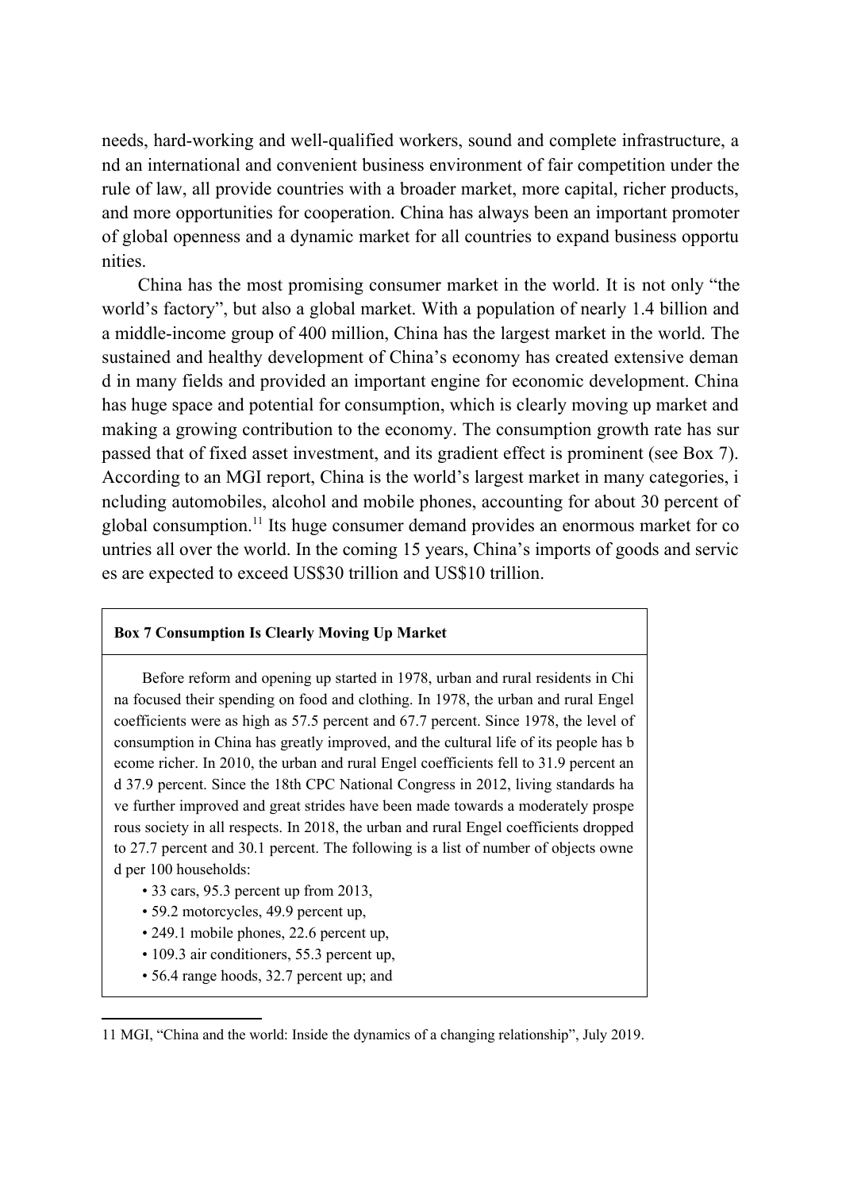needs, hard-working and well-qualified workers, sound and complete infrastructure, and an international and convenient business environment of fair competition under the rule of law, all provide countries with a broader market, more capital, richer products, and more opportunities for cooperation. China has always been an important promoter of global openness and a dynamic market for all countries to expand business opportunities.

China has the most promising consumer market in the world. It is not only "the world's factory", but also a global market. With a population of nearly 1.4 billion and a middle-income group of 400 million, China has the largest market in the world. The sustained and healthy development of China's economy has created extensive demand in many fields and provided an important engine for economic development. China has huge space and potential for consumption, which is clearly moving up market and making a growing contribution to the economy. The consumption growth rate has surpassed that of fixed asset investment, and its gradient effect is prominent (see Box 7). According to an MGI report, China is the world's largest market in many categories, including automobiles, alcohol and mobile phones, accounting for about 30 percent of global consumption.[11] Its huge consumer demand provides an enormous market for countries all over the world. In the coming 15 years, China's imports of goods and services are expected to exceed US$30 trillion and US$10 trillion.

**Box 7 Consumption Is Clearly Moving Up Market**

Before reform and opening up started in 1978, urban and rural residents in China focused their spending on food and clothing. In 1978, the urban and rural Engel coefficients were as high as 57.5 percent and 67.7 percent. Since 1978, the level of consumption in China has greatly improved, and the cultural life of its people has become richer. In 2010, the urban and rural Engel coefficients fell to 31.9 percent and 37.9 percent. Since the 18th CPC National Congress in 2012, living standards have further improved and great strides have been made towards a moderately prosperous society in all respects. In 2018, the urban and rural Engel coefficients dropped to 27.7 percent and 30.1 percent. The following is a list of number of objects owned per 100 households:

- 33 cars, 95.3 percent up from 2013,
- 59.2 motorcycles, 49.9 percent up,
- 249.1 mobile phones, 22.6 percent up,
- 109.3 air conditioners, 55.3 percent up,
- 56.4 range hoods, 32.7 percent up; and

11 MGI, "China and the world: Inside the dynamics of a changing relationship", July 2019.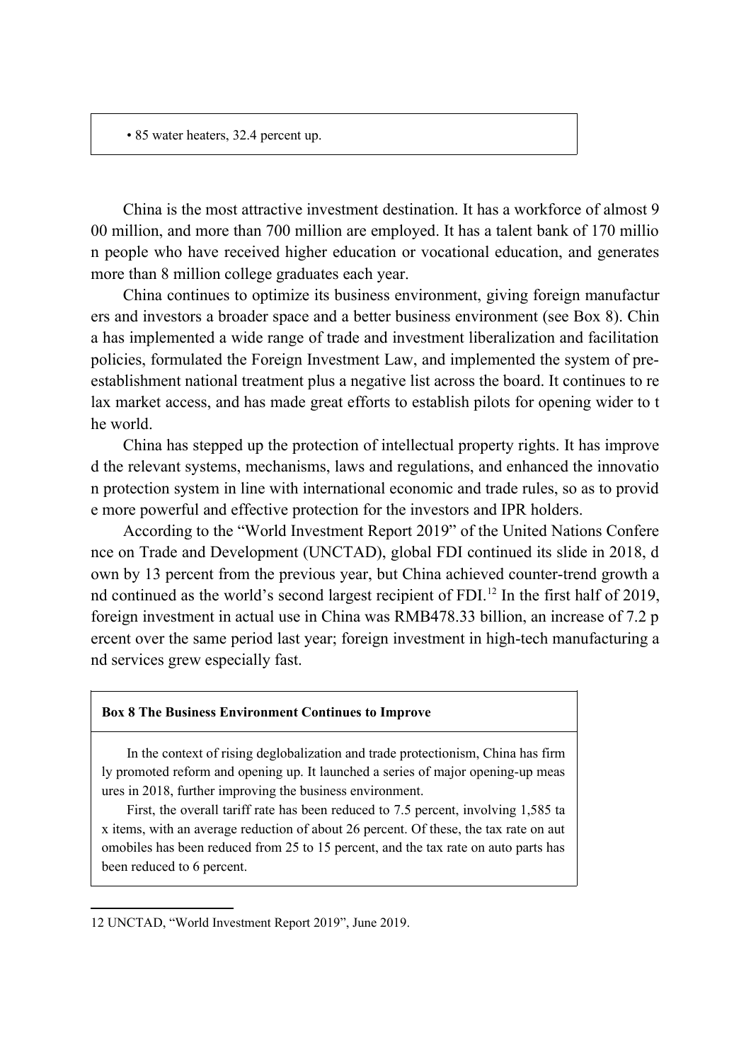• 85 water heaters, 32.4 percent up.

China is the most attractive investment destination. It has a workforce of almost 900 million, and more than 700 million are employed. It has a talent bank of 170 million people who have received higher education or vocational education, and generates more than 8 million college graduates each year.

China continues to optimize its business environment, giving foreign manufacturers and investors a broader space and a better business environment (see Box 8). China has implemented a wide range of trade and investment liberalization and facilitation policies, formulated the Foreign Investment Law, and implemented the system of pre-establishment national treatment plus a negative list across the board. It continues to relax market access, and has made great efforts to establish pilots for opening wider to the world.

China has stepped up the protection of intellectual property rights. It has improved the relevant systems, mechanisms, laws and regulations, and enhanced the innovation protection system in line with international economic and trade rules, so as to provide more powerful and effective protection for the investors and IPR holders.

According to the "World Investment Report 2019" of the United Nations Conference on Trade and Development (UNCTAD), global FDI continued its slide in 2018, down by 13 percent from the previous year, but China achieved counter-trend growth and continued as the world's second largest recipient of FDI.[12] In the first half of 2019, foreign investment in actual use in China was RMB478.33 billion, an increase of 7.2 percent over the same period last year; foreign investment in high-tech manufacturing and services grew especially fast.

**Box 8 The Business Environment Continues to Improve**

In the context of rising deglobalization and trade protectionism, China has firmly promoted reform and opening up. It launched a series of major opening-up measures in 2018, further improving the business environment.

First, the overall tariff rate has been reduced to 7.5 percent, involving 1,585 tax items, with an average reduction of about 26 percent. Of these, the tax rate on automobiles has been reduced from 25 to 15 percent, and the tax rate on auto parts has been reduced to 6 percent.

12 UNCTAD, "World Investment Report 2019", June 2019.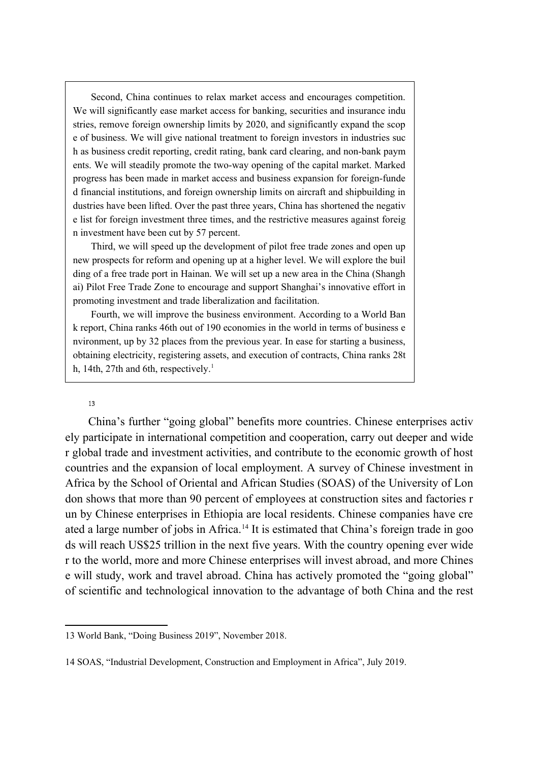Second, China continues to relax market access and encourages competition. We will significantly ease market access for banking, securities and insurance industries, remove foreign ownership limits by 2020, and significantly expand the scope of business. We will give national treatment to foreign investors in industries such as business credit reporting, credit rating, bank card clearing, and non-bank payments. We will steadily promote the two-way opening of the capital market. Marked progress has been made in market access and business expansion for foreign-funded financial institutions, and foreign ownership limits on aircraft and shipbuilding industries have been lifted. Over the past three years, China has shortened the negative list for foreign investment three times, and the restrictive measures against foreign investment have been cut by 57 percent.

Third, we will speed up the development of pilot free trade zones and open up new prospects for reform and opening up at a higher level. We will explore the building of a free trade port in Hainan. We will set up a new area in the China (Shanghai) Pilot Free Trade Zone to encourage and support Shanghai's innovative effort in promoting investment and trade liberalization and facilitation.

Fourth, we will improve the business environment. According to a World Bank report, China ranks 46th out of 190 economies in the world in terms of business environment, up by 32 places from the previous year. In ease for starting a business, obtaining electricity, registering assets, and execution of contracts, China ranks 28th, 14th, 27th and 6th, respectively.[1]

13

China's further "going global" benefits more countries. Chinese enterprises actively participate in international competition and cooperation, carry out deeper and wider global trade and investment activities, and contribute to the economic growth of host countries and the expansion of local employment. A survey of Chinese investment in Africa by the School of Oriental and African Studies (SOAS) of the University of London shows that more than 90 percent of employees at construction sites and factories run by Chinese enterprises in Ethiopia are local residents. Chinese companies have created a large number of jobs in Africa.[14] It is estimated that China's foreign trade in goods will reach US$25 trillion in the next five years. With the country opening ever wider to the world, more and more Chinese enterprises will invest abroad, and more Chinese will study, work and travel abroad. China has actively promoted the "going global" of scientific and technological innovation to the advantage of both China and the rest

13 World Bank, "Doing Business 2019", November 2018.

14 SOAS, "Industrial Development, Construction and Employment in Africa", July 2019.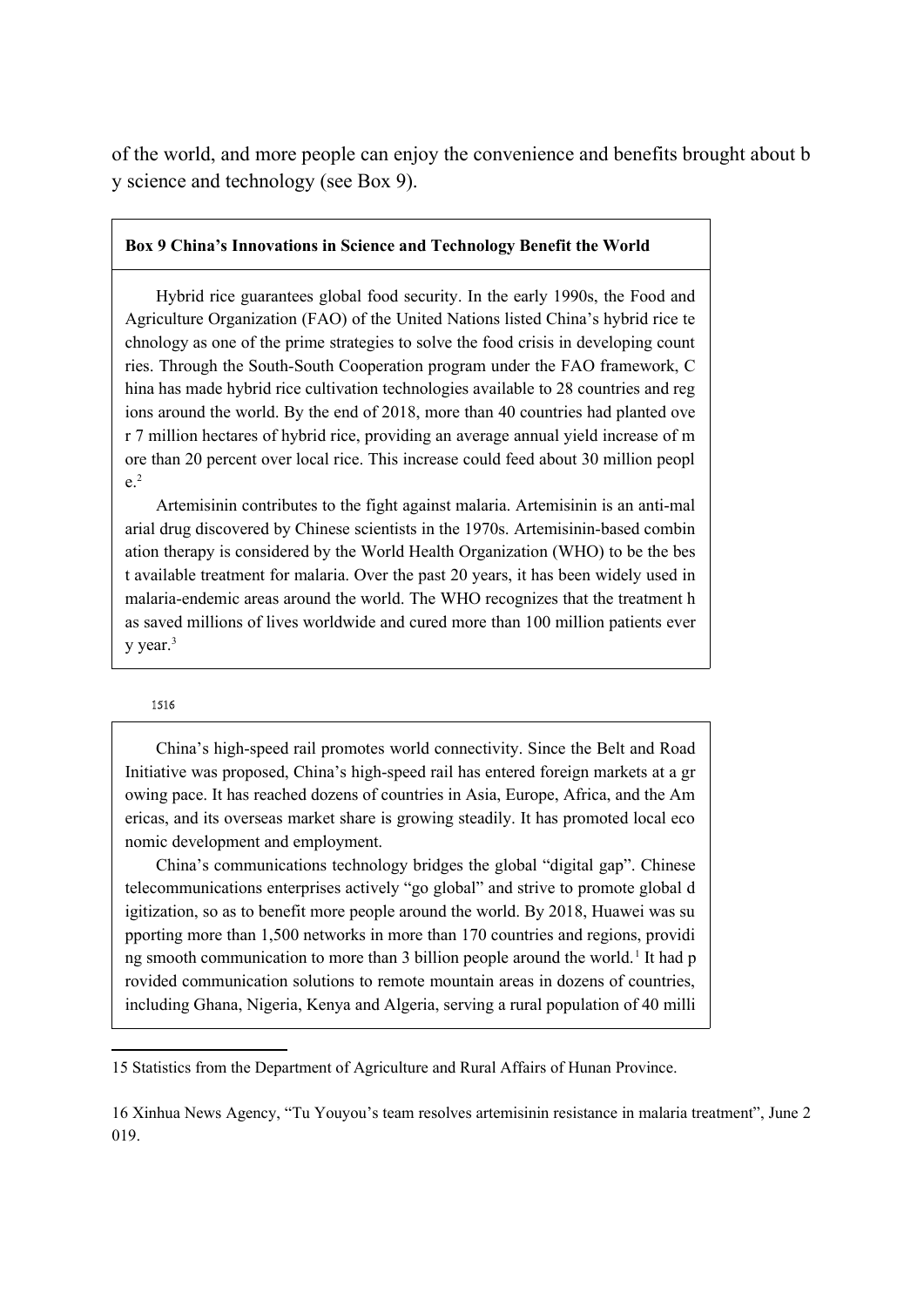of the world, and more people can enjoy the convenience and benefits brought about by science and technology (see Box 9).

**Box 9 China's Innovations in Science and Technology Benefit the World**

Hybrid rice guarantees global food security. In the early 1990s, the Food and Agriculture Organization (FAO) of the United Nations listed China's hybrid rice technology as one of the prime strategies to solve the food crisis in developing countries. Through the South-South Cooperation program under the FAO framework, China has made hybrid rice cultivation technologies available to 28 countries and regions around the world. By the end of 2018, more than 40 countries had planted over 7 million hectares of hybrid rice, providing an average annual yield increase of more than 20 percent over local rice. This increase could feed about 30 million people.[2]

Artemisinin contributes to the fight against malaria. Artemisinin is an anti-malarial drug discovered by Chinese scientists in the 1970s. Artemisinin-based combination therapy is considered by the World Health Organization (WHO) to be the best available treatment for malaria. Over the past 20 years, it has been widely used in malaria-endemic areas around the world. The WHO recognizes that the treatment has saved millions of lives worldwide and cured more than 100 million patients every year.[3]

China's high-speed rail promotes world connectivity. Since the Belt and Road Initiative was proposed, China's high-speed rail has entered foreign markets at a growing pace. It has reached dozens of countries in Asia, Europe, Africa, and the Americas, and its overseas market share is growing steadily. It has promoted local economic development and employment.

China's communications technology bridges the global "digital gap". Chinese telecommunications enterprises actively "go global" and strive to promote global digitization, so as to benefit more people around the world. By 2018, Huawei was supporting more than 1,500 networks in more than 170 countries and regions, providing smooth communication to more than 3 billion people around the world.[1] It had provided communication solutions to remote mountain areas in dozens of countries, including Ghana, Nigeria, Kenya and Algeria, serving a rural population of 40 milli

15 Statistics from the Department of Agriculture and Rural Affairs of Hunan Province.

16 Xinhua News Agency, "Tu Youyou's team resolves artemisinin resistance in malaria treatment", June 2019.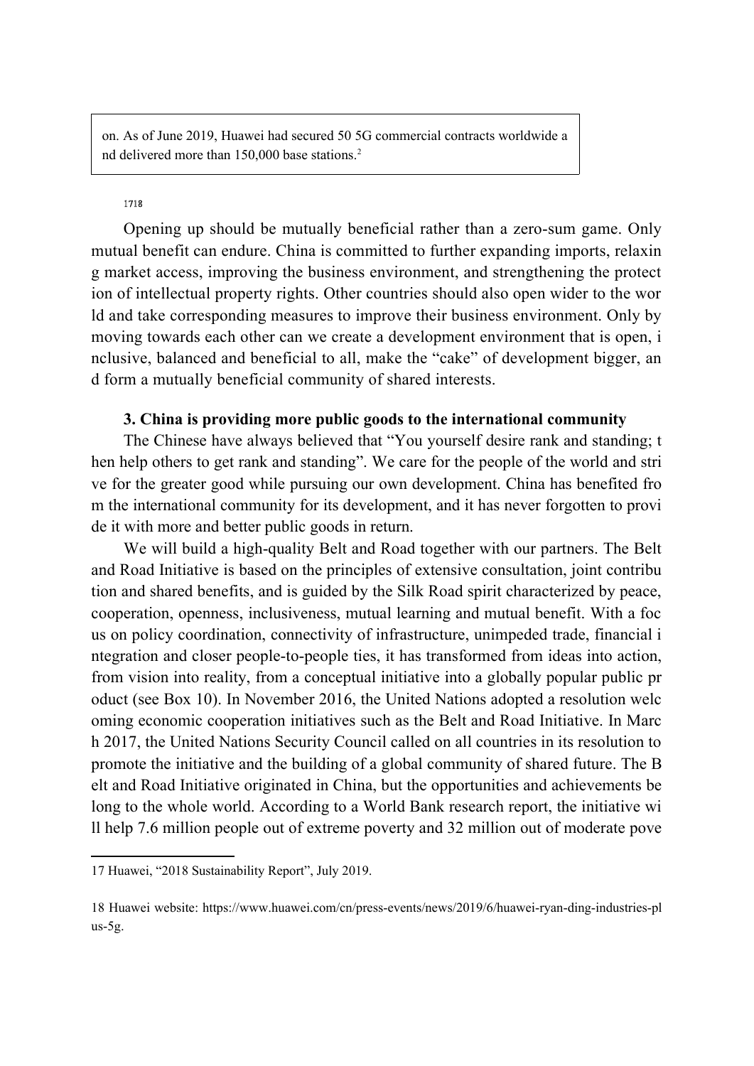on. As of June 2019, Huawei had secured 50 5G commercial contracts worldwide and delivered more than 150,000 base stations.[2]

1718

Opening up should be mutually beneficial rather than a zero-sum game. Only mutual benefit can endure. China is committed to further expanding imports, relaxing market access, improving the business environment, and strengthening the protection of intellectual property rights. Other countries should also open wider to the world and take corresponding measures to improve their business environment. Only by moving towards each other can we create a development environment that is open, inclusive, balanced and beneficial to all, make the "cake" of development bigger, and form a mutually beneficial community of shared interests.

### 3. China is providing more public goods to the international community

The Chinese have always believed that "You yourself desire rank and standing; then help others to get rank and standing". We care for the people of the world and strive for the greater good while pursuing our own development. China has benefited from the international community for its development, and it has never forgotten to provide it with more and better public goods in return.

We will build a high-quality Belt and Road together with our partners. The Belt and Road Initiative is based on the principles of extensive consultation, joint contribution and shared benefits, and is guided by the Silk Road spirit characterized by peace, cooperation, openness, inclusiveness, mutual learning and mutual benefit. With a focus on policy coordination, connectivity of infrastructure, unimpeded trade, financial integration and closer people-to-people ties, it has transformed from ideas into action, from vision into reality, from a conceptual initiative into a globally popular public product (see Box 10). In November 2016, the United Nations adopted a resolution welcoming economic cooperation initiatives such as the Belt and Road Initiative. In March 2017, the United Nations Security Council called on all countries in its resolution to promote the initiative and the building of a global community of shared future. The Belt and Road Initiative originated in China, but the opportunities and achievements belong to the whole world. According to a World Bank research report, the initiative will help 7.6 million people out of extreme poverty and 32 million out of moderate pove

---

17 Huawei, "2018 Sustainability Report", July 2019.

18 Huawei website: https://www.huawei.com/cn/press-events/news/2019/6/huawei-ryan-ding-industries-plus-5g.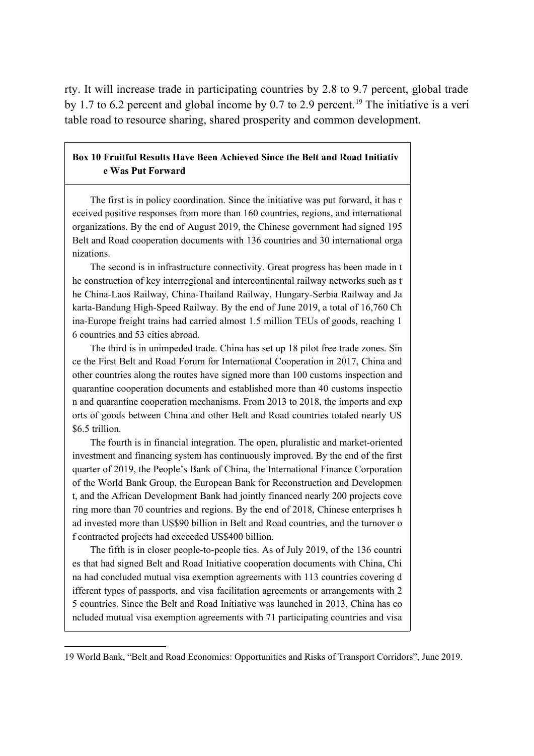rty. It will increase trade in participating countries by 2.8 to 9.7 percent, global trade by 1.7 to 6.2 percent and global income by 0.7 to 2.9 percent.[19] The initiative is a veritable road to resource sharing, shared prosperity and common development.

**Box 10 Fruitful Results Have Been Achieved Since the Belt and Road Initiative Was Put Forward**

The first is in policy coordination. Since the initiative was put forward, it has received positive responses from more than 160 countries, regions, and international organizations. By the end of August 2019, the Chinese government had signed 195 Belt and Road cooperation documents with 136 countries and 30 international organizations.

The second is in infrastructure connectivity. Great progress has been made in the construction of key interregional and intercontinental railway networks such as the China-Laos Railway, China-Thailand Railway, Hungary-Serbia Railway and Jakarta-Bandung High-Speed Railway. By the end of June 2019, a total of 16,760 China-Europe freight trains had carried almost 1.5 million TEUs of goods, reaching 16 countries and 53 cities abroad.

The third is in unimpeded trade. China has set up 18 pilot free trade zones. Since the First Belt and Road Forum for International Cooperation in 2017, China and other countries along the routes have signed more than 100 customs inspection and quarantine cooperation documents and established more than 40 customs inspection and quarantine cooperation mechanisms. From 2013 to 2018, the imports and exports of goods between China and other Belt and Road countries totaled nearly US$6.5 trillion.

The fourth is in financial integration. The open, pluralistic and market-oriented investment and financing system has continuously improved. By the end of the first quarter of 2019, the People's Bank of China, the International Finance Corporation of the World Bank Group, the European Bank for Reconstruction and Development, and the African Development Bank had jointly financed nearly 200 projects covering more than 70 countries and regions. By the end of 2018, Chinese enterprises had invested more than US$90 billion in Belt and Road countries, and the turnover of contracted projects had exceeded US$400 billion.

The fifth is in closer people-to-people ties. As of July 2019, of the 136 countries that had signed Belt and Road Initiative cooperation documents with China, China had concluded mutual visa exemption agreements with 113 countries covering different types of passports, and visa facilitation agreements or arrangements with 25 countries. Since the Belt and Road Initiative was launched in 2013, China has concluded mutual visa exemption agreements with 71 participating countries and visa

---

[19] World Bank, "Belt and Road Economics: Opportunities and Risks of Transport Corridors", June 2019.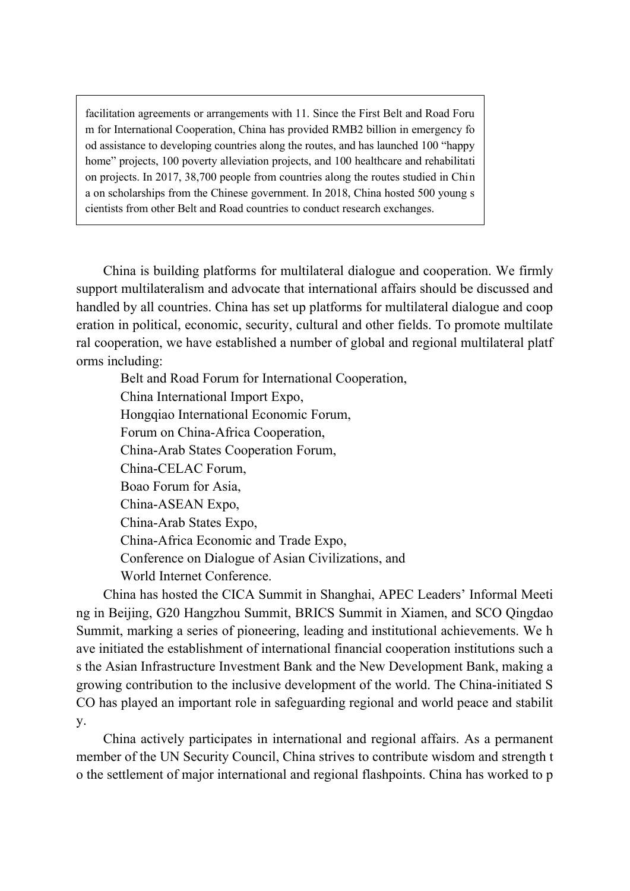> facilitation agreements or arrangements with 11. Since the First Belt and Road Forum for International Cooperation, China has provided RMB2 billion in emergency food assistance to developing countries along the routes, and has launched 100 "happy home" projects, 100 poverty alleviation projects, and 100 healthcare and rehabilitation projects. In 2017, 38,700 people from countries along the routes studied in China on scholarships from the Chinese government. In 2018, China hosted 500 young scientists from other Belt and Road countries to conduct research exchanges.

China is building platforms for multilateral dialogue and cooperation. We firmly support multilateralism and advocate that international affairs should be discussed and handled by all countries. China has set up platforms for multilateral dialogue and cooperation in political, economic, security, cultural and other fields. To promote multilateral cooperation, we have established a number of global and regional multilateral platforms including:

Belt and Road Forum for International Cooperation,
China International Import Expo,
Hongqiao International Economic Forum,
Forum on China-Africa Cooperation,
China-Arab States Cooperation Forum,
China-CELAC Forum,
Boao Forum for Asia,
China-ASEAN Expo,
China-Arab States Expo,
China-Africa Economic and Trade Expo,
Conference on Dialogue of Asian Civilizations, and
World Internet Conference.

China has hosted the CICA Summit in Shanghai, APEC Leaders' Informal Meeting in Beijing, G20 Hangzhou Summit, BRICS Summit in Xiamen, and SCO Qingdao Summit, marking a series of pioneering, leading and institutional achievements. We have initiated the establishment of international financial cooperation institutions such as the Asian Infrastructure Investment Bank and the New Development Bank, making a growing contribution to the inclusive development of the world. The China-initiated SCO has played an important role in safeguarding regional and world peace and stability.

China actively participates in international and regional affairs. As a permanent member of the UN Security Council, China strives to contribute wisdom and strength to the settlement of major international and regional flashpoints. China has worked to p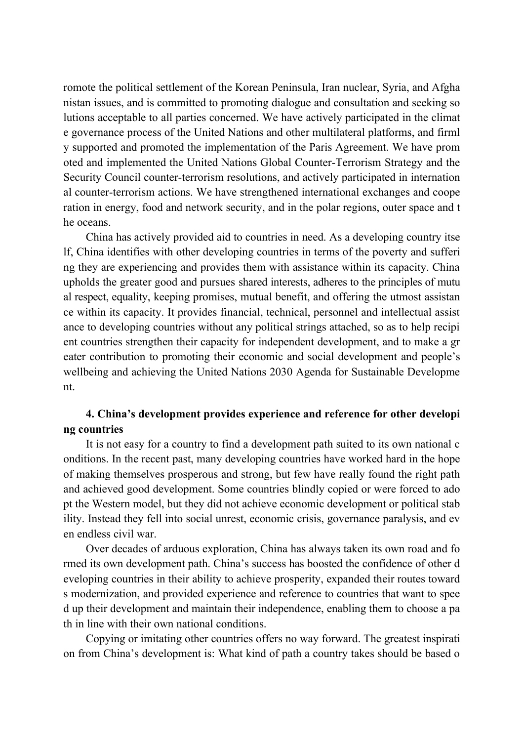romote the political settlement of the Korean Peninsula, Iran nuclear, Syria, and Afghanistan issues, and is committed to promoting dialogue and consultation and seeking solutions acceptable to all parties concerned. We have actively participated in the climate governance process of the United Nations and other multilateral platforms, and firmly supported and promoted the implementation of the Paris Agreement. We have promoted and implemented the United Nations Global Counter-Terrorism Strategy and the Security Council counter-terrorism resolutions, and actively participated in international counter-terrorism actions. We have strengthened international exchanges and cooperation in energy, food and network security, and in the polar regions, outer space and the oceans.

China has actively provided aid to countries in need. As a developing country itself, China identifies with other developing countries in terms of the poverty and suffering they are experiencing and provides them with assistance within its capacity. China upholds the greater good and pursues shared interests, adheres to the principles of mutual respect, equality, keeping promises, mutual benefit, and offering the utmost assistance within its capacity. It provides financial, technical, personnel and intellectual assistance to developing countries without any political strings attached, so as to help recipient countries strengthen their capacity for independent development, and to make a greater contribution to promoting their economic and social development and people's wellbeing and achieving the United Nations 2030 Agenda for Sustainable Development.

**4. China's development provides experience and reference for other developing countries**

It is not easy for a country to find a development path suited to its own national conditions. In the recent past, many developing countries have worked hard in the hope of making themselves prosperous and strong, but few have really found the right path and achieved good development. Some countries blindly copied or were forced to adopt the Western model, but they did not achieve economic development or political stability. Instead they fell into social unrest, economic crisis, governance paralysis, and even endless civil war.

Over decades of arduous exploration, China has always taken its own road and formed its own development path. China's success has boosted the confidence of other developing countries in their ability to achieve prosperity, expanded their routes towards modernization, and provided experience and reference to countries that want to speed up their development and maintain their independence, enabling them to choose a path in line with their own national conditions.

Copying or imitating other countries offers no way forward. The greatest inspiration from China's development is: What kind of path a country takes should be based o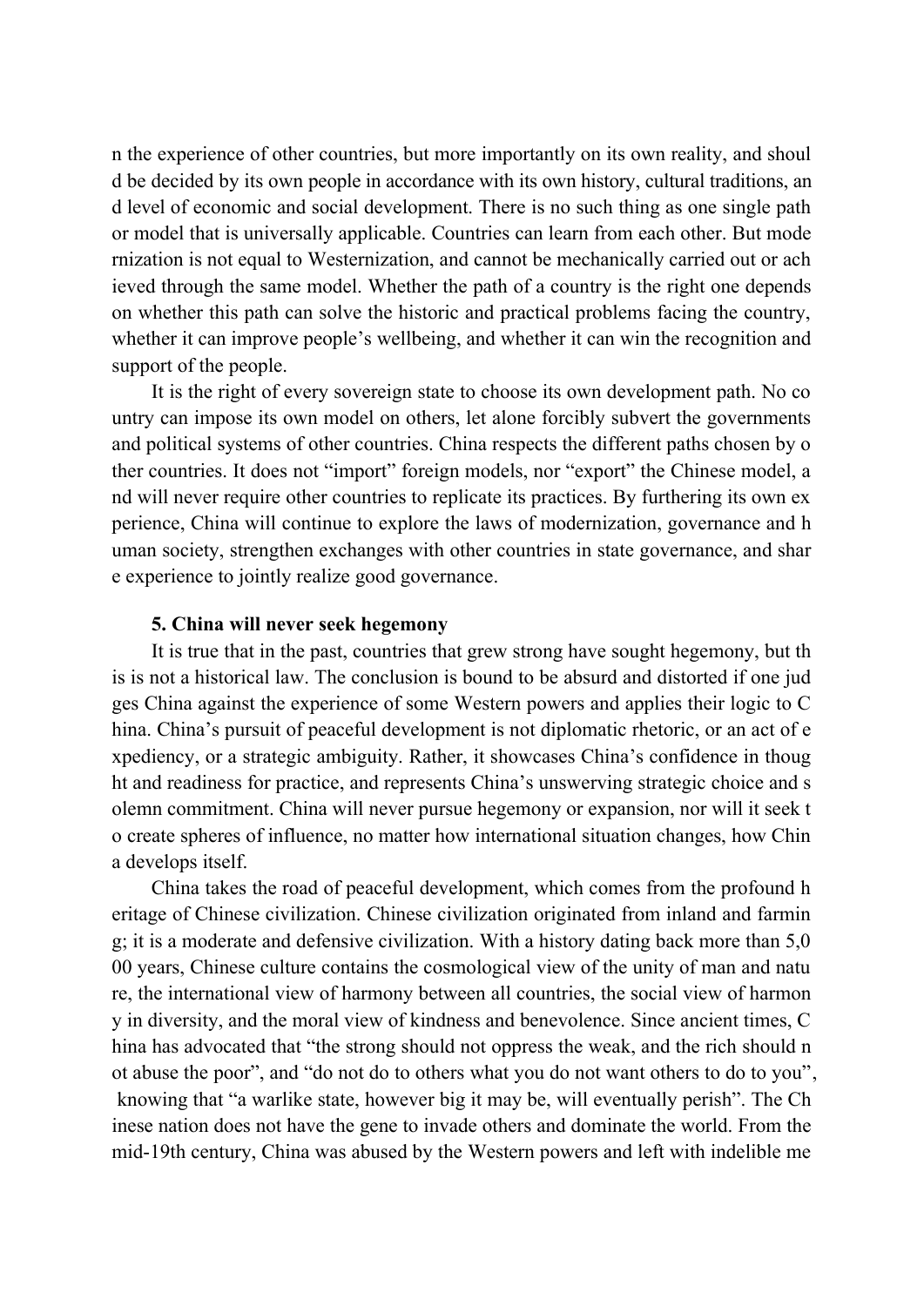n the experience of other countries, but more importantly on its own reality, and should be decided by its own people in accordance with its own history, cultural traditions, and level of economic and social development. There is no such thing as one single path or model that is universally applicable. Countries can learn from each other. But modernization is not equal to Westernization, and cannot be mechanically carried out or achieved through the same model. Whether the path of a country is the right one depends on whether this path can solve the historic and practical problems facing the country, whether it can improve people's wellbeing, and whether it can win the recognition and support of the people.

It is the right of every sovereign state to choose its own development path. No country can impose its own model on others, let alone forcibly subvert the governments and political systems of other countries. China respects the different paths chosen by other countries. It does not "import" foreign models, nor "export" the Chinese model, and will never require other countries to replicate its practices. By furthering its own experience, China will continue to explore the laws of modernization, governance and human society, strengthen exchanges with other countries in state governance, and share experience to jointly realize good governance.

**5. China will never seek hegemony**

It is true that in the past, countries that grew strong have sought hegemony, but this is not a historical law. The conclusion is bound to be absurd and distorted if one judges China against the experience of some Western powers and applies their logic to China. China's pursuit of peaceful development is not diplomatic rhetoric, or an act of expediency, or a strategic ambiguity. Rather, it showcases China's confidence in thought and readiness for practice, and represents China's unswerving strategic choice and solemn commitment. China will never pursue hegemony or expansion, nor will it seek to create spheres of influence, no matter how international situation changes, how China develops itself.

China takes the road of peaceful development, which comes from the profound heritage of Chinese civilization. Chinese civilization originated from inland and farming; it is a moderate and defensive civilization. With a history dating back more than 5,000 years, Chinese culture contains the cosmological view of the unity of man and nature, the international view of harmony between all countries, the social view of harmony in diversity, and the moral view of kindness and benevolence. Since ancient times, China has advocated that "the strong should not oppress the weak, and the rich should not abuse the poor", and "do not do to others what you do not want others to do to you", knowing that "a warlike state, however big it may be, will eventually perish". The Chinese nation does not have the gene to invade others and dominate the world. From the mid-19th century, China was abused by the Western powers and left with indelible me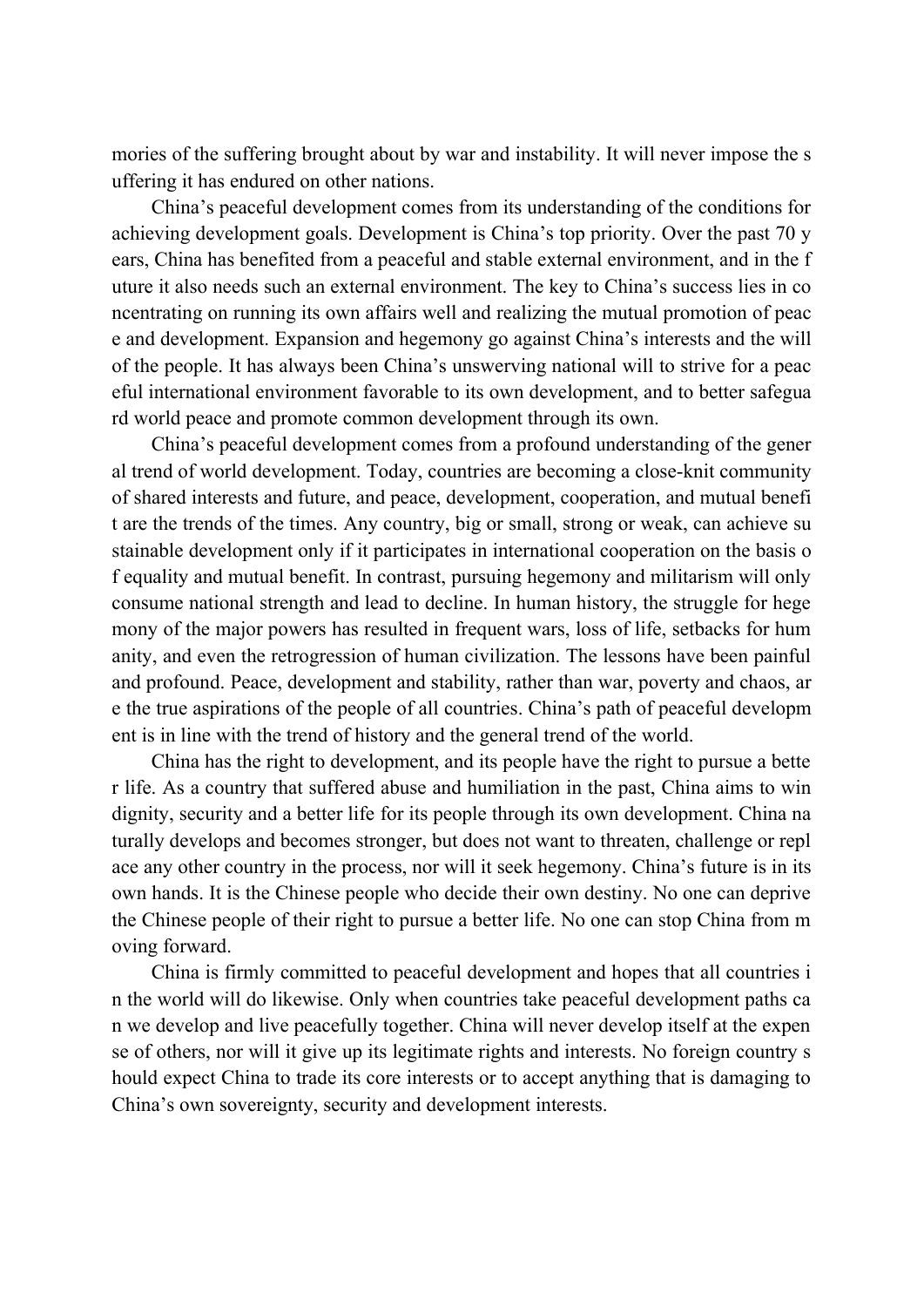mories of the suffering brought about by war and instability. It will never impose the suffering it has endured on other nations.

China's peaceful development comes from its understanding of the conditions for achieving development goals. Development is China's top priority. Over the past 70 years, China has benefited from a peaceful and stable external environment, and in the future it also needs such an external environment. The key to China's success lies in concentrating on running its own affairs well and realizing the mutual promotion of peace and development. Expansion and hegemony go against China's interests and the will of the people. It has always been China's unswerving national will to strive for a peaceful international environment favorable to its own development, and to better safeguard world peace and promote common development through its own.

China's peaceful development comes from a profound understanding of the general trend of world development. Today, countries are becoming a close-knit community of shared interests and future, and peace, development, cooperation, and mutual benefit are the trends of the times. Any country, big or small, strong or weak, can achieve sustainable development only if it participates in international cooperation on the basis of equality and mutual benefit. In contrast, pursuing hegemony and militarism will only consume national strength and lead to decline. In human history, the struggle for hegemony of the major powers has resulted in frequent wars, loss of life, setbacks for humanity, and even the retrogression of human civilization. The lessons have been painful and profound. Peace, development and stability, rather than war, poverty and chaos, are the true aspirations of the people of all countries. China's path of peaceful development is in line with the trend of history and the general trend of the world.

China has the right to development, and its people have the right to pursue a better life. As a country that suffered abuse and humiliation in the past, China aims to win dignity, security and a better life for its people through its own development. China naturally develops and becomes stronger, but does not want to threaten, challenge or replace any other country in the process, nor will it seek hegemony. China's future is in its own hands. It is the Chinese people who decide their own destiny. No one can deprive the Chinese people of their right to pursue a better life. No one can stop China from moving forward.

China is firmly committed to peaceful development and hopes that all countries in the world will do likewise. Only when countries take peaceful development paths can we develop and live peacefully together. China will never develop itself at the expense of others, nor will it give up its legitimate rights and interests. No foreign country should expect China to trade its core interests or to accept anything that is damaging to China's own sovereignty, security and development interests.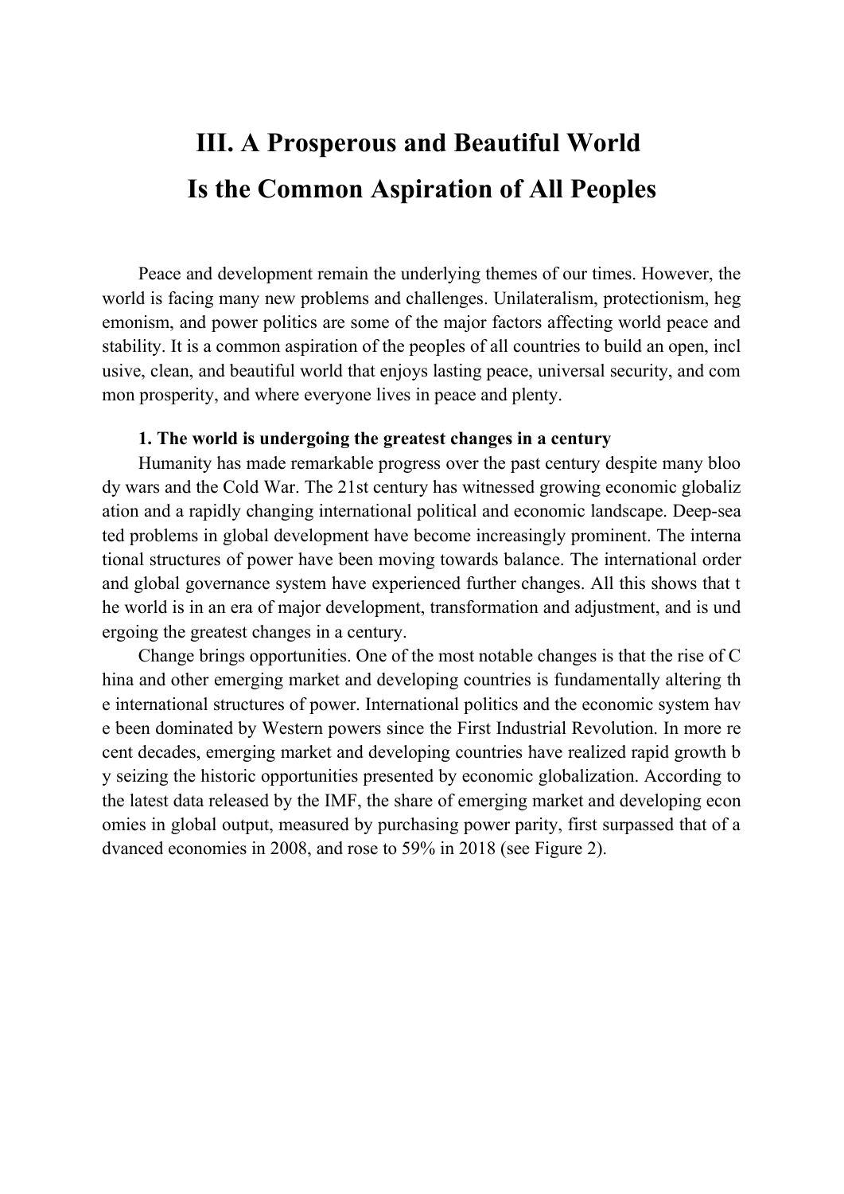# III. A Prosperous and Beautiful World Is the Common Aspiration of All Peoples

Peace and development remain the underlying themes of our times. However, the world is facing many new problems and challenges. Unilateralism, protectionism, hegemonism, and power politics are some of the major factors affecting world peace and stability. It is a common aspiration of the peoples of all countries to build an open, inclusive, clean, and beautiful world that enjoys lasting peace, universal security, and common prosperity, and where everyone lives in peace and plenty.

**1. The world is undergoing the greatest changes in a century**

Humanity has made remarkable progress over the past century despite many bloody wars and the Cold War. The 21st century has witnessed growing economic globalization and a rapidly changing international political and economic landscape. Deep-seated problems in global development have become increasingly prominent. The international structures of power have been moving towards balance. The international order and global governance system have experienced further changes. All this shows that the world is in an era of major development, transformation and adjustment, and is undergoing the greatest changes in a century.

Change brings opportunities. One of the most notable changes is that the rise of China and other emerging market and developing countries is fundamentally altering the international structures of power. International politics and the economic system have been dominated by Western powers since the First Industrial Revolution. In more recent decades, emerging market and developing countries have realized rapid growth by seizing the historic opportunities presented by economic globalization. According to the latest data released by the IMF, the share of emerging market and developing economies in global output, measured by purchasing power parity, first surpassed that of advanced economies in 2008, and rose to 59% in 2018 (see Figure 2).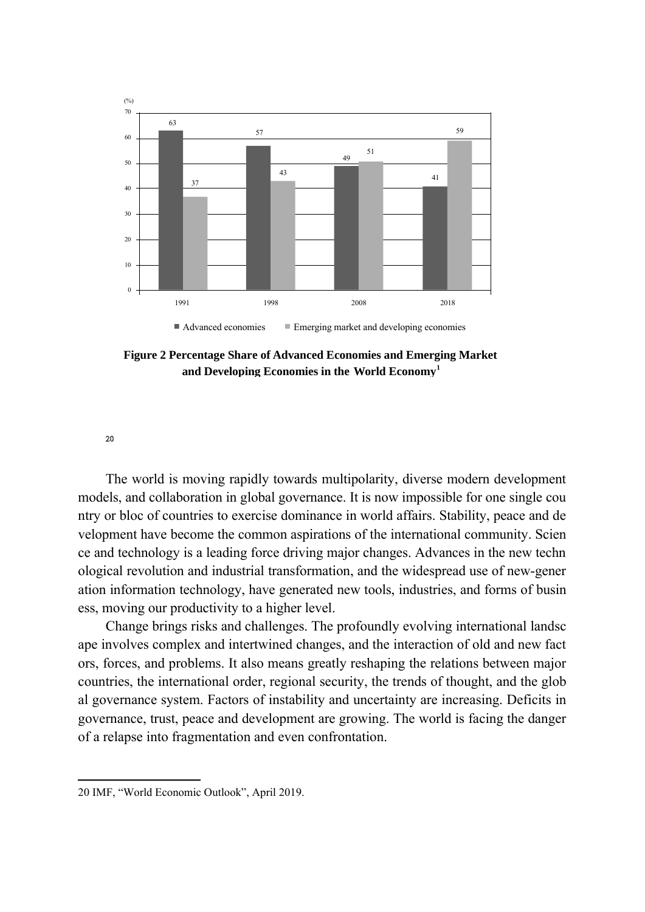| (%) | 1991 | 1998 | 2008 | 2018 |
|---|---|---|---|---|
| Advanced economies | 63 | 57 | 49 | 41 |
| Emerging market and developing economies | 37 | 43 | 51 | 59 |

**Figure 2 Percentage Share of Advanced Economies and Emerging Market and Developing Economies in the World Economy**[20]

The world is moving rapidly towards multipolarity, diverse modern development models, and collaboration in global governance. It is now impossible for one single country or bloc of countries to exercise dominance in world affairs. Stability, peace and development have become the common aspirations of the international community. Science and technology is a leading force driving major changes. Advances in the new technological revolution and industrial transformation, and the widespread use of new-generation information technology, have generated new tools, industries, and forms of business, moving our productivity to a higher level.

Change brings risks and challenges. The profoundly evolving international landscape involves complex and intertwined changes, and the interaction of old and new factors, forces, and problems. It also means greatly reshaping the relations between major countries, the international order, regional security, the trends of thought, and the global governance system. Factors of instability and uncertainty are increasing. Deficits in governance, trust, peace and development are growing. The world is facing the danger of a relapse into fragmentation and even confrontation.

---

20 IMF, "World Economic Outlook", April 2019.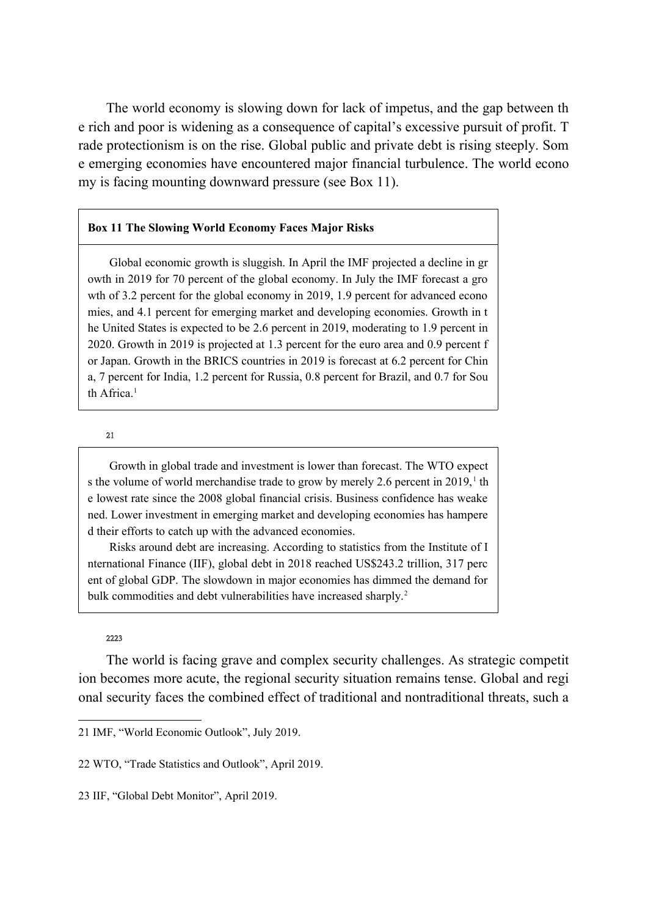The world economy is slowing down for lack of impetus, and the gap between the rich and poor is widening as a consequence of capital's excessive pursuit of profit. Trade protectionism is on the rise. Global public and private debt is rising steeply. Some emerging economies have encountered major financial turbulence. The world economy is facing mounting downward pressure (see Box 11).

> **Box 11 The Slowing World Economy Faces Major Risks**
>
> Global economic growth is sluggish. In April the IMF projected a decline in growth in 2019 for 70 percent of the global economy. In July the IMF forecast a growth of 3.2 percent for the global economy in 2019, 1.9 percent for advanced economies, and 4.1 percent for emerging market and developing economies. Growth in the United States is expected to be 2.6 percent in 2019, moderating to 1.9 percent in 2020. Growth in 2019 is projected at 1.3 percent for the euro area and 0.9 percent for Japan. Growth in the BRICS countries in 2019 is forecast at 6.2 percent for China, 7 percent for India, 1.2 percent for Russia, 0.8 percent for Brazil, and 0.7 for South Africa.[1]
>
> Growth in global trade and investment is lower than forecast. The WTO expects the volume of world merchandise trade to grow by merely 2.6 percent in 2019,[1] the lowest rate since the 2008 global financial crisis. Business confidence has weakened. Lower investment in emerging market and developing economies has hampered their efforts to catch up with the advanced economies.
>
> Risks around debt are increasing. According to statistics from the Institute of International Finance (IIF), global debt in 2018 reached US$243.2 trillion, 317 percent of global GDP. The slowdown in major economies has dimmed the demand for bulk commodities and debt vulnerabilities have increased sharply.[2]

The world is facing grave and complex security challenges. As strategic competition becomes more acute, the regional security situation remains tense. Global and regional security faces the combined effect of traditional and nontraditional threats, such a

---

21 IMF, "World Economic Outlook", July 2019.

22 WTO, "Trade Statistics and Outlook", April 2019.

23 IIF, "Global Debt Monitor", April 2019.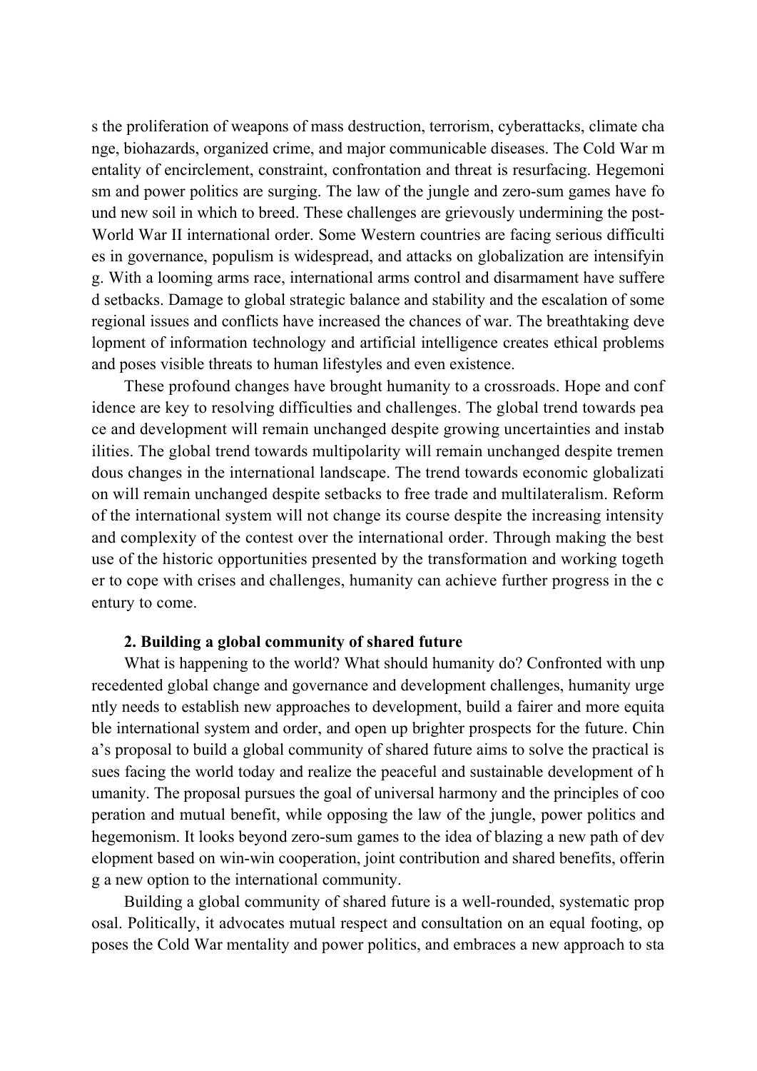s the proliferation of weapons of mass destruction, terrorism, cyberattacks, climate change, biohazards, organized crime, and major communicable diseases. The Cold War mentality of encirclement, constraint, confrontation and threat is resurfacing. Hegemonism and power politics are surging. The law of the jungle and zero-sum games have found new soil in which to breed. These challenges are grievously undermining the post-World War II international order. Some Western countries are facing serious difficulties in governance, populism is widespread, and attacks on globalization are intensifying. With a looming arms race, international arms control and disarmament have suffered setbacks. Damage to global strategic balance and stability and the escalation of some regional issues and conflicts have increased the chances of war. The breathtaking development of information technology and artificial intelligence creates ethical problems and poses visible threats to human lifestyles and even existence.

These profound changes have brought humanity to a crossroads. Hope and confidence are key to resolving difficulties and challenges. The global trend towards peace and development will remain unchanged despite growing uncertainties and instabilities. The global trend towards multipolarity will remain unchanged despite tremendous changes in the international landscape. The trend towards economic globalization will remain unchanged despite setbacks to free trade and multilateralism. Reform of the international system will not change its course despite the increasing intensity and complexity of the contest over the international order. Through making the best use of the historic opportunities presented by the transformation and working together to cope with crises and challenges, humanity can achieve further progress in the century to come.

**2. Building a global community of shared future**

What is happening to the world? What should humanity do? Confronted with unprecedented global change and governance and development challenges, humanity urgently needs to establish new approaches to development, build a fairer and more equitable international system and order, and open up brighter prospects for the future. China's proposal to build a global community of shared future aims to solve the practical issues facing the world today and realize the peaceful and sustainable development of humanity. The proposal pursues the goal of universal harmony and the principles of cooperation and mutual benefit, while opposing the law of the jungle, power politics and hegemonism. It looks beyond zero-sum games to the idea of blazing a new path of development based on win-win cooperation, joint contribution and shared benefits, offering a new option to the international community.

Building a global community of shared future is a well-rounded, systematic proposal. Politically, it advocates mutual respect and consultation on an equal footing, opposes the Cold War mentality and power politics, and embraces a new approach to sta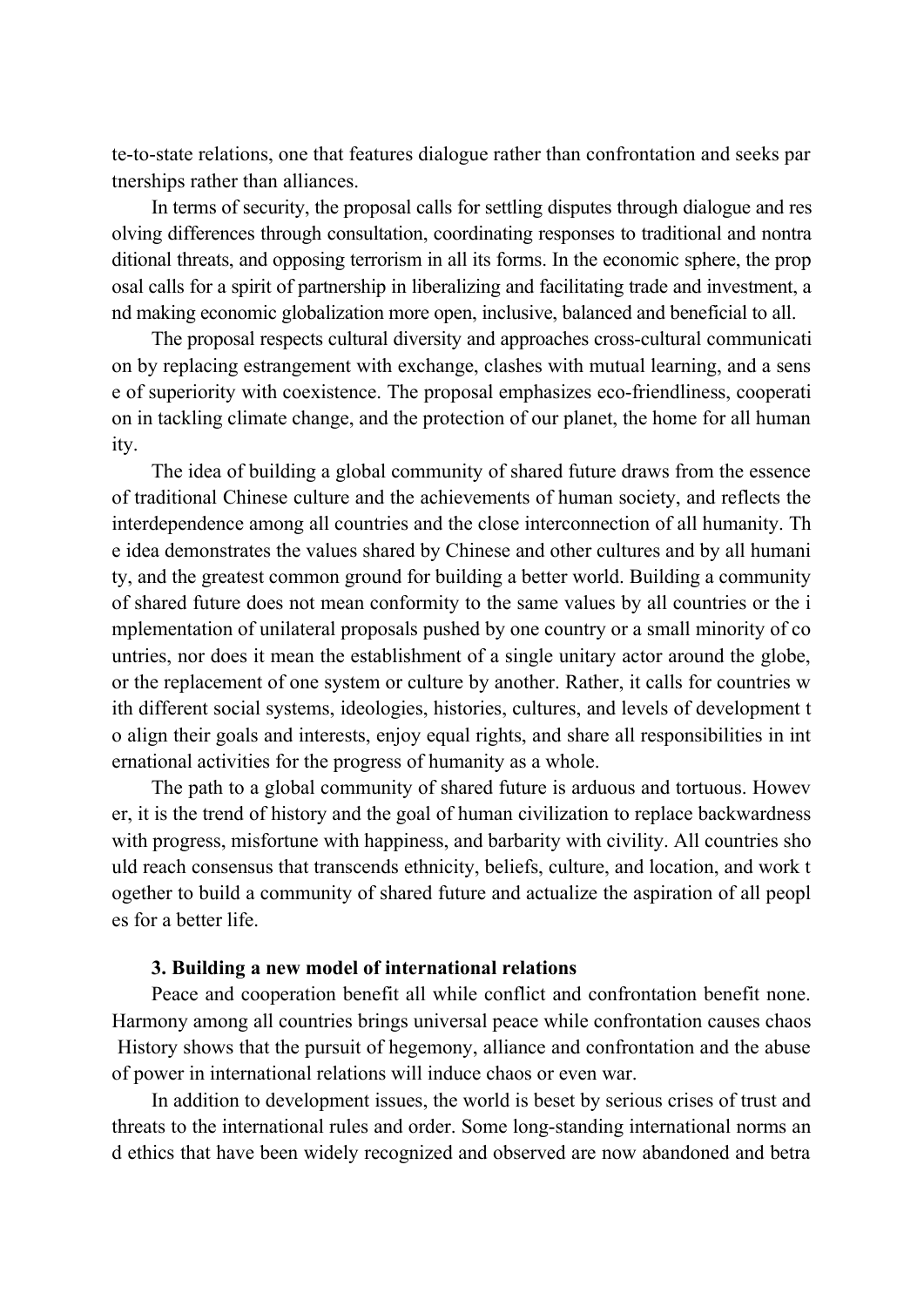te-to-state relations, one that features dialogue rather than confrontation and seeks partnerships rather than alliances.

In terms of security, the proposal calls for settling disputes through dialogue and resolving differences through consultation, coordinating responses to traditional and nontraditional threats, and opposing terrorism in all its forms. In the economic sphere, the proposal calls for a spirit of partnership in liberalizing and facilitating trade and investment, and making economic globalization more open, inclusive, balanced and beneficial to all.

The proposal respects cultural diversity and approaches cross-cultural communication by replacing estrangement with exchange, clashes with mutual learning, and a sense of superiority with coexistence. The proposal emphasizes eco-friendliness, cooperation in tackling climate change, and the protection of our planet, the home for all humanity.

The idea of building a global community of shared future draws from the essence of traditional Chinese culture and the achievements of human society, and reflects the interdependence among all countries and the close interconnection of all humanity. The idea demonstrates the values shared by Chinese and other cultures and by all humanity, and the greatest common ground for building a better world. Building a community of shared future does not mean conformity to the same values by all countries or the implementation of unilateral proposals pushed by one country or a small minority of countries, nor does it mean the establishment of a single unitary actor around the globe, or the replacement of one system or culture by another. Rather, it calls for countries with different social systems, ideologies, histories, cultures, and levels of development to align their goals and interests, enjoy equal rights, and share all responsibilities in international activities for the progress of humanity as a whole.

The path to a global community of shared future is arduous and tortuous. However, it is the trend of history and the goal of human civilization to replace backwardness with progress, misfortune with happiness, and barbarity with civility. All countries should reach consensus that transcends ethnicity, beliefs, culture, and location, and work together to build a community of shared future and actualize the aspiration of all peoples for a better life.

### 3. Building a new model of international relations

Peace and cooperation benefit all while conflict and confrontation benefit none. Harmony among all countries brings universal peace while confrontation causes chaos History shows that the pursuit of hegemony, alliance and confrontation and the abuse of power in international relations will induce chaos or even war.

In addition to development issues, the world is beset by serious crises of trust and threats to the international rules and order. Some long-standing international norms and ethics that have been widely recognized and observed are now abandoned and betra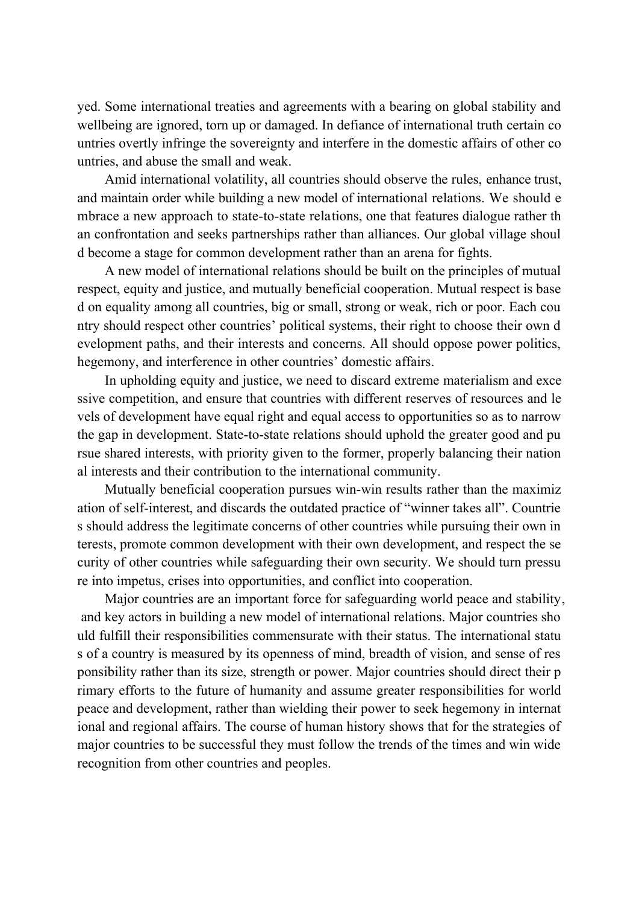yed. Some international treaties and agreements with a bearing on global stability and wellbeing are ignored, torn up or damaged. In defiance of international truth certain countries overtly infringe the sovereignty and interfere in the domestic affairs of other countries, and abuse the small and weak.

Amid international volatility, all countries should observe the rules, enhance trust, and maintain order while building a new model of international relations. We should embrace a new approach to state-to-state relations, one that features dialogue rather than confrontation and seeks partnerships rather than alliances. Our global village should become a stage for common development rather than an arena for fights.

A new model of international relations should be built on the principles of mutual respect, equity and justice, and mutually beneficial cooperation. Mutual respect is based on equality among all countries, big or small, strong or weak, rich or poor. Each country should respect other countries' political systems, their right to choose their own development paths, and their interests and concerns. All should oppose power politics, hegemony, and interference in other countries' domestic affairs.

In upholding equity and justice, we need to discard extreme materialism and excessive competition, and ensure that countries with different reserves of resources and levels of development have equal right and equal access to opportunities so as to narrow the gap in development. State-to-state relations should uphold the greater good and pursue shared interests, with priority given to the former, properly balancing their national interests and their contribution to the international community.

Mutually beneficial cooperation pursues win-win results rather than the maximization of self-interest, and discards the outdated practice of "winner takes all". Countries should address the legitimate concerns of other countries while pursuing their own interests, promote common development with their own development, and respect the security of other countries while safeguarding their own security. We should turn pressure into impetus, crises into opportunities, and conflict into cooperation.

Major countries are an important force for safeguarding world peace and stability, and key actors in building a new model of international relations. Major countries should fulfill their responsibilities commensurate with their status. The international status of a country is measured by its openness of mind, breadth of vision, and sense of responsibility rather than its size, strength or power. Major countries should direct their primary efforts to the future of humanity and assume greater responsibilities for world peace and development, rather than wielding their power to seek hegemony in international and regional affairs. The course of human history shows that for the strategies of major countries to be successful they must follow the trends of the times and win wide recognition from other countries and peoples.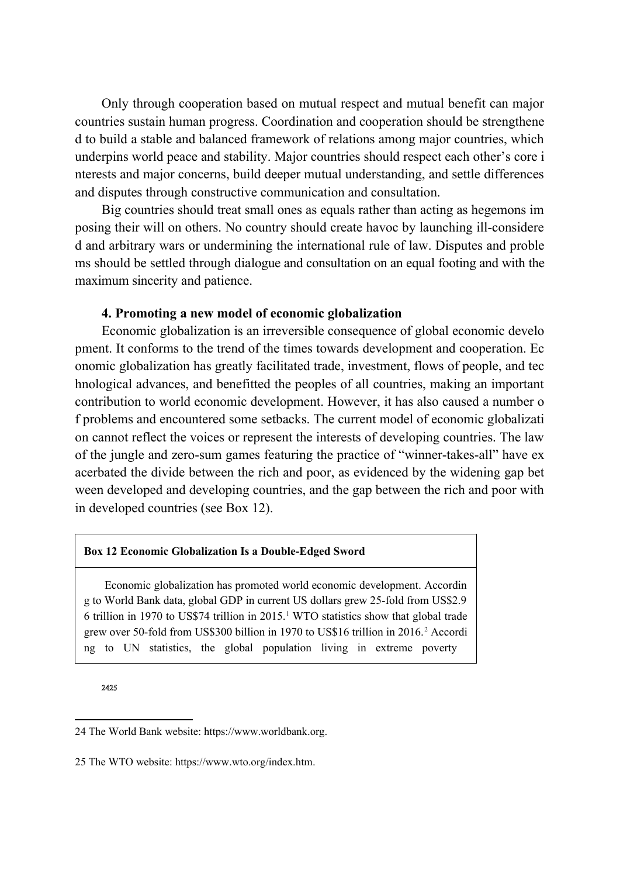Only through cooperation based on mutual respect and mutual benefit can major countries sustain human progress. Coordination and cooperation should be strengthened to build a stable and balanced framework of relations among major countries, which underpins world peace and stability. Major countries should respect each other's core interests and major concerns, build deeper mutual understanding, and settle differences and disputes through constructive communication and consultation.

Big countries should treat small ones as equals rather than acting as hegemons imposing their will on others. No country should create havoc by launching ill-considered and arbitrary wars or undermining the international rule of law. Disputes and problems should be settled through dialogue and consultation on an equal footing and with the maximum sincerity and patience.

### 4. Promoting a new model of economic globalization

Economic globalization is an irreversible consequence of global economic development. It conforms to the trend of the times towards development and cooperation. Economic globalization has greatly facilitated trade, investment, flows of people, and technological advances, and benefitted the peoples of all countries, making an important contribution to world economic development. However, it has also caused a number of problems and encountered some setbacks. The current model of economic globalization cannot reflect the voices or represent the interests of developing countries. The law of the jungle and zero-sum games featuring the practice of "winner-takes-all" have exacerbated the divide between the rich and poor, as evidenced by the widening gap between developed and developing countries, and the gap between the rich and poor within developed countries (see Box 12).

**Box 12 Economic Globalization Is a Double-Edged Sword**

Economic globalization has promoted world economic development. According to World Bank data, global GDP in current US dollars grew 25-fold from US$2.96 trillion in 1970 to US$74 trillion in 2015.[24] WTO statistics show that global trade grew over 50-fold from US$300 billion in 1970 to US$16 trillion in 2016.[25] According to UN statistics, the global population living in extreme poverty

24 The World Bank website: https://www.worldbank.org.

25 The WTO website: https://www.wto.org/index.htm.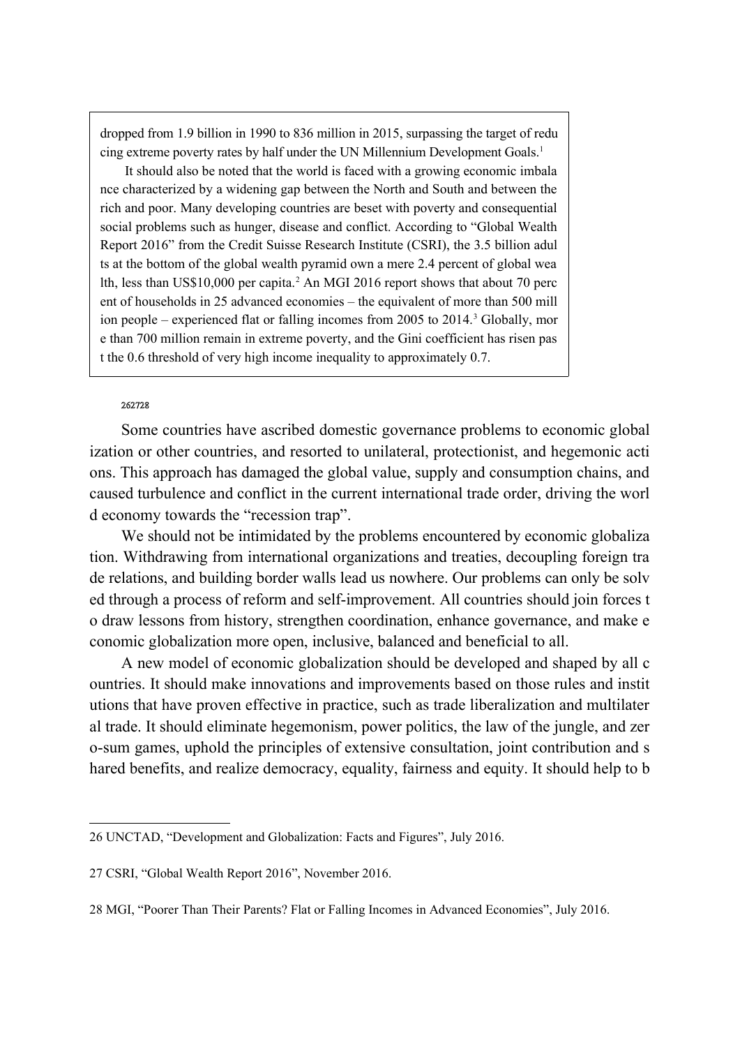dropped from 1.9 billion in 1990 to 836 million in 2015, surpassing the target of reducing extreme poverty rates by half under the UN Millennium Development Goals.[1]

It should also be noted that the world is faced with a growing economic imbalance characterized by a widening gap between the North and South and between the rich and poor. Many developing countries are beset with poverty and consequential social problems such as hunger, disease and conflict. According to "Global Wealth Report 2016" from the Credit Suisse Research Institute (CSRI), the 3.5 billion adults at the bottom of the global wealth pyramid own a mere 2.4 percent of global wealth, less than US$10,000 per capita.[2] An MGI 2016 report shows that about 70 percent of households in 25 advanced economies – the equivalent of more than 500 million people – experienced flat or falling incomes from 2005 to 2014.[3] Globally, more than 700 million remain in extreme poverty, and the Gini coefficient has risen past the 0.6 threshold of very high income inequality to approximately 0.7.

262728

Some countries have ascribed domestic governance problems to economic globalization or other countries, and resorted to unilateral, protectionist, and hegemonic actions. This approach has damaged the global value, supply and consumption chains, and caused turbulence and conflict in the current international trade order, driving the world economy towards the "recession trap".

We should not be intimidated by the problems encountered by economic globalization. Withdrawing from international organizations and treaties, decoupling foreign trade relations, and building border walls lead us nowhere. Our problems can only be solved through a process of reform and self-improvement. All countries should join forces to draw lessons from history, strengthen coordination, enhance governance, and make economic globalization more open, inclusive, balanced and beneficial to all.

A new model of economic globalization should be developed and shaped by all countries. It should make innovations and improvements based on those rules and institutions that have proven effective in practice, such as trade liberalization and multilateral trade. It should eliminate hegemonism, power politics, the law of the jungle, and zero-sum games, uphold the principles of extensive consultation, joint contribution and shared benefits, and realize democracy, equality, fairness and equity. It should help to b

26 UNCTAD, "Development and Globalization: Facts and Figures", July 2016.

27 CSRI, "Global Wealth Report 2016", November 2016.

28 MGI, "Poorer Than Their Parents? Flat or Falling Incomes in Advanced Economies", July 2016.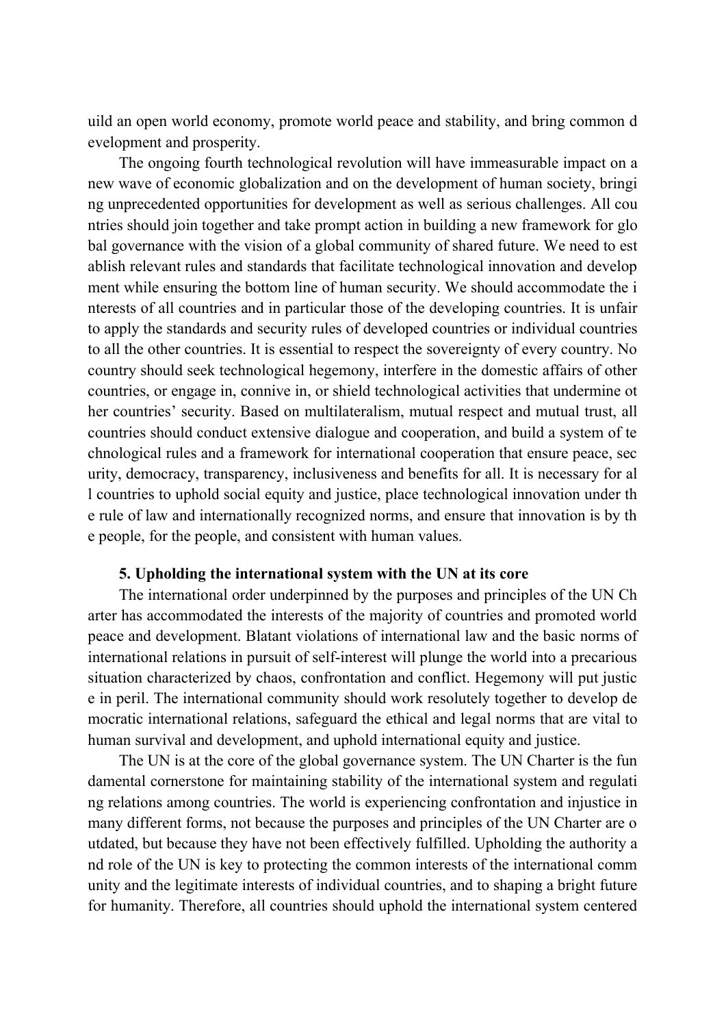uild an open world economy, promote world peace and stability, and bring common development and prosperity.

The ongoing fourth technological revolution will have immeasurable impact on a new wave of economic globalization and on the development of human society, bringing unprecedented opportunities for development as well as serious challenges. All countries should join together and take prompt action in building a new framework for global governance with the vision of a global community of shared future. We need to establish relevant rules and standards that facilitate technological innovation and development while ensuring the bottom line of human security. We should accommodate the interests of all countries and in particular those of the developing countries. It is unfair to apply the standards and security rules of developed countries or individual countries to all the other countries. It is essential to respect the sovereignty of every country. No country should seek technological hegemony, interfere in the domestic affairs of other countries, or engage in, connive in, or shield technological activities that undermine other countries' security. Based on multilateralism, mutual respect and mutual trust, all countries should conduct extensive dialogue and cooperation, and build a system of technological rules and a framework for international cooperation that ensure peace, security, democracy, transparency, inclusiveness and benefits for all. It is necessary for all countries to uphold social equity and justice, place technological innovation under the rule of law and internationally recognized norms, and ensure that innovation is by the people, for the people, and consistent with human values.

### 5. Upholding the international system with the UN at its core

The international order underpinned by the purposes and principles of the UN Charter has accommodated the interests of the majority of countries and promoted world peace and development. Blatant violations of international law and the basic norms of international relations in pursuit of self-interest will plunge the world into a precarious situation characterized by chaos, confrontation and conflict. Hegemony will put justice in peril. The international community should work resolutely together to develop democratic international relations, safeguard the ethical and legal norms that are vital to human survival and development, and uphold international equity and justice.

The UN is at the core of the global governance system. The UN Charter is the fundamental cornerstone for maintaining stability of the international system and regulating relations among countries. The world is experiencing confrontation and injustice in many different forms, not because the purposes and principles of the UN Charter are outdated, but because they have not been effectively fulfilled. Upholding the authority and role of the UN is key to protecting the common interests of the international community and the legitimate interests of individual countries, and to shaping a bright future for humanity. Therefore, all countries should uphold the international system centered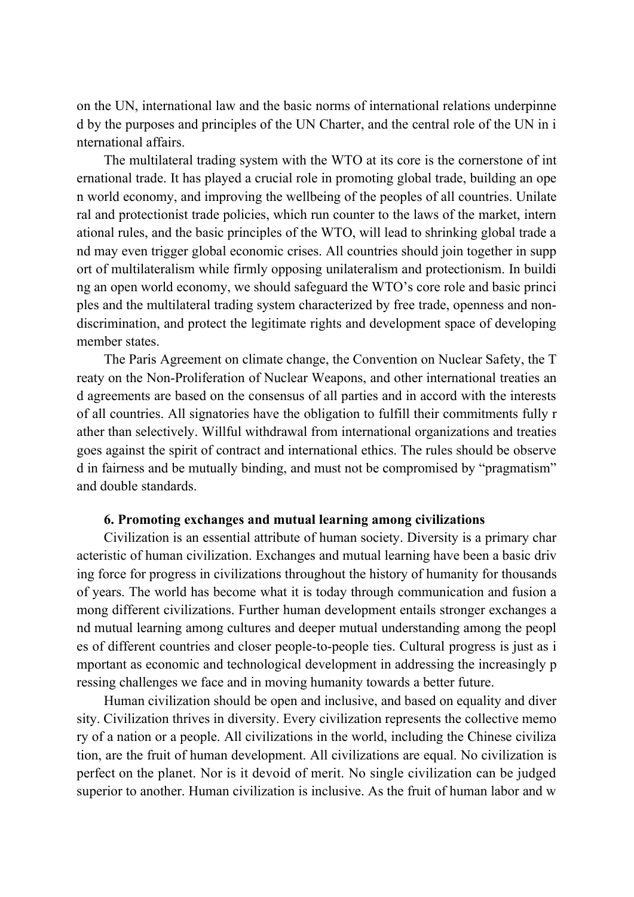on the UN, international law and the basic norms of international relations underpinned by the purposes and principles of the UN Charter, and the central role of the UN in international affairs.

The multilateral trading system with the WTO at its core is the cornerstone of international trade. It has played a crucial role in promoting global trade, building an open world economy, and improving the wellbeing of the peoples of all countries. Unilateral and protectionist trade policies, which run counter to the laws of the market, international rules, and the basic principles of the WTO, will lead to shrinking global trade and may even trigger global economic crises. All countries should join together in support of multilateralism while firmly opposing unilateralism and protectionism. In building an open world economy, we should safeguard the WTO's core role and basic principles and the multilateral trading system characterized by free trade, openness and non-discrimination, and protect the legitimate rights and development space of developing member states.

The Paris Agreement on climate change, the Convention on Nuclear Safety, the Treaty on the Non-Proliferation of Nuclear Weapons, and other international treaties and agreements are based on the consensus of all parties and in accord with the interests of all countries. All signatories have the obligation to fulfill their commitments fully rather than selectively. Willful withdrawal from international organizations and treaties goes against the spirit of contract and international ethics. The rules should be observed in fairness and be mutually binding, and must not be compromised by "pragmatism" and double standards.

**6. Promoting exchanges and mutual learning among civilizations**

Civilization is an essential attribute of human society. Diversity is a primary characteristic of human civilization. Exchanges and mutual learning have been a basic driving force for progress in civilizations throughout the history of humanity for thousands of years. The world has become what it is today through communication and fusion among different civilizations. Further human development entails stronger exchanges and mutual learning among cultures and deeper mutual understanding among the peoples of different countries and closer people-to-people ties. Cultural progress is just as important as economic and technological development in addressing the increasingly pressing challenges we face and in moving humanity towards a better future.

Human civilization should be open and inclusive, and based on equality and diversity. Civilization thrives in diversity. Every civilization represents the collective memory of a nation or a people. All civilizations in the world, including the Chinese civilization, are the fruit of human development. All civilizations are equal. No civilization is perfect on the planet. Nor is it devoid of merit. No single civilization can be judged superior to another. Human civilization is inclusive. As the fruit of human labor and w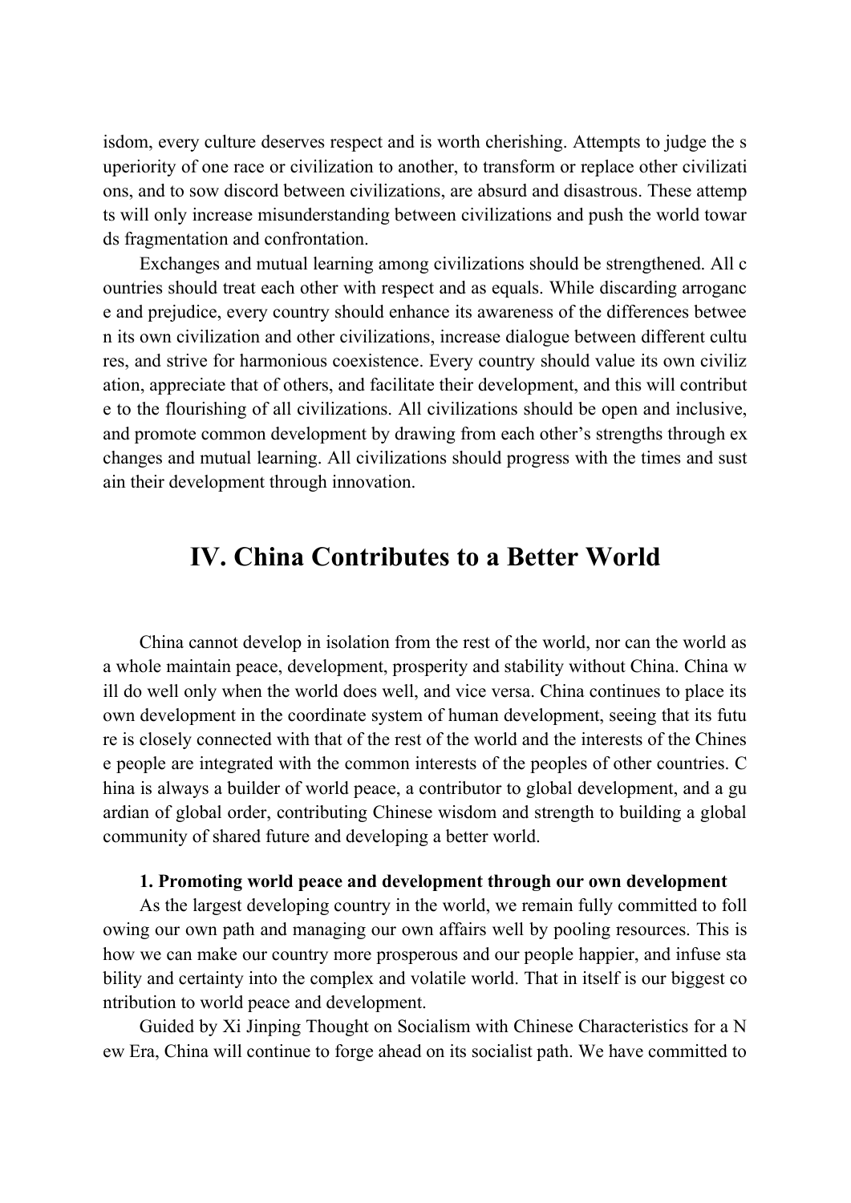isdom, every culture deserves respect and is worth cherishing. Attempts to judge the superiority of one race or civilization to another, to transform or replace other civilizations, and to sow discord between civilizations, are absurd and disastrous. These attempts will only increase misunderstanding between civilizations and push the world towards fragmentation and confrontation.

Exchanges and mutual learning among civilizations should be strengthened. All countries should treat each other with respect and as equals. While discarding arrogance and prejudice, every country should enhance its awareness of the differences between its own civilization and other civilizations, increase dialogue between different cultures, and strive for harmonious coexistence. Every country should value its own civilization, appreciate that of others, and facilitate their development, and this will contribute to the flourishing of all civilizations. All civilizations should be open and inclusive, and promote common development by drawing from each other's strengths through exchanges and mutual learning. All civilizations should progress with the times and sustain their development through innovation.

## IV. China Contributes to a Better World

China cannot develop in isolation from the rest of the world, nor can the world as a whole maintain peace, development, prosperity and stability without China. China will do well only when the world does well, and vice versa. China continues to place its own development in the coordinate system of human development, seeing that its future is closely connected with that of the rest of the world and the interests of the Chinese people are integrated with the common interests of the peoples of other countries. China is always a builder of world peace, a contributor to global development, and a guardian of global order, contributing Chinese wisdom and strength to building a global community of shared future and developing a better world.

**1. Promoting world peace and development through our own development**

As the largest developing country in the world, we remain fully committed to following our own path and managing our own affairs well by pooling resources. This is how we can make our country more prosperous and our people happier, and infuse stability and certainty into the complex and volatile world. That in itself is our biggest contribution to world peace and development.

Guided by Xi Jinping Thought on Socialism with Chinese Characteristics for a New Era, China will continue to forge ahead on its socialist path. We have committed to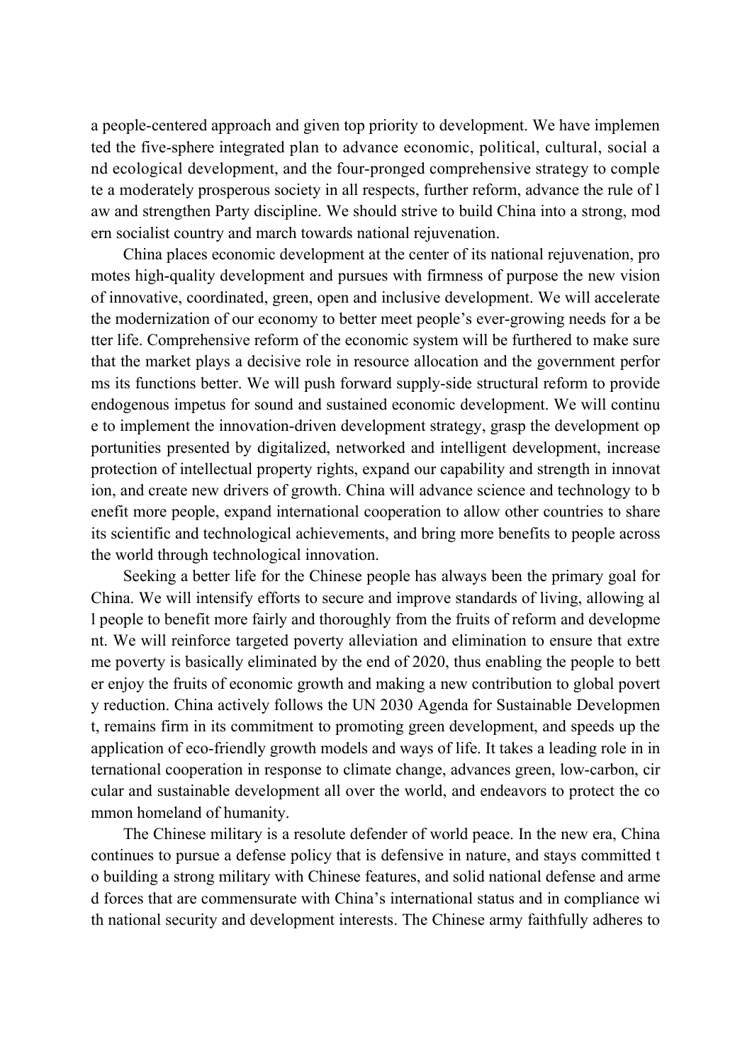a people-centered approach and given top priority to development. We have implemented the five-sphere integrated plan to advance economic, political, cultural, social and ecological development, and the four-pronged comprehensive strategy to complete a moderately prosperous society in all respects, further reform, advance the rule of law and strengthen Party discipline. We should strive to build China into a strong, modern socialist country and march towards national rejuvenation.

China places economic development at the center of its national rejuvenation, promotes high-quality development and pursues with firmness of purpose the new vision of innovative, coordinated, green, open and inclusive development. We will accelerate the modernization of our economy to better meet people's ever-growing needs for a better life. Comprehensive reform of the economic system will be furthered to make sure that the market plays a decisive role in resource allocation and the government performs its functions better. We will push forward supply-side structural reform to provide endogenous impetus for sound and sustained economic development. We will continue to implement the innovation-driven development strategy, grasp the development opportunities presented by digitalized, networked and intelligent development, increase protection of intellectual property rights, expand our capability and strength in innovation, and create new drivers of growth. China will advance science and technology to benefit more people, expand international cooperation to allow other countries to share its scientific and technological achievements, and bring more benefits to people across the world through technological innovation.

Seeking a better life for the Chinese people has always been the primary goal for China. We will intensify efforts to secure and improve standards of living, allowing all people to benefit more fairly and thoroughly from the fruits of reform and development. We will reinforce targeted poverty alleviation and elimination to ensure that extreme poverty is basically eliminated by the end of 2020, thus enabling the people to better enjoy the fruits of economic growth and making a new contribution to global poverty reduction. China actively follows the UN 2030 Agenda for Sustainable Development, remains firm in its commitment to promoting green development, and speeds up the application of eco-friendly growth models and ways of life. It takes a leading role in international cooperation in response to climate change, advances green, low-carbon, circular and sustainable development all over the world, and endeavors to protect the common homeland of humanity.

The Chinese military is a resolute defender of world peace. In the new era, China continues to pursue a defense policy that is defensive in nature, and stays committed to building a strong military with Chinese features, and solid national defense and armed forces that are commensurate with China's international status and in compliance with national security and development interests. The Chinese army faithfully adheres to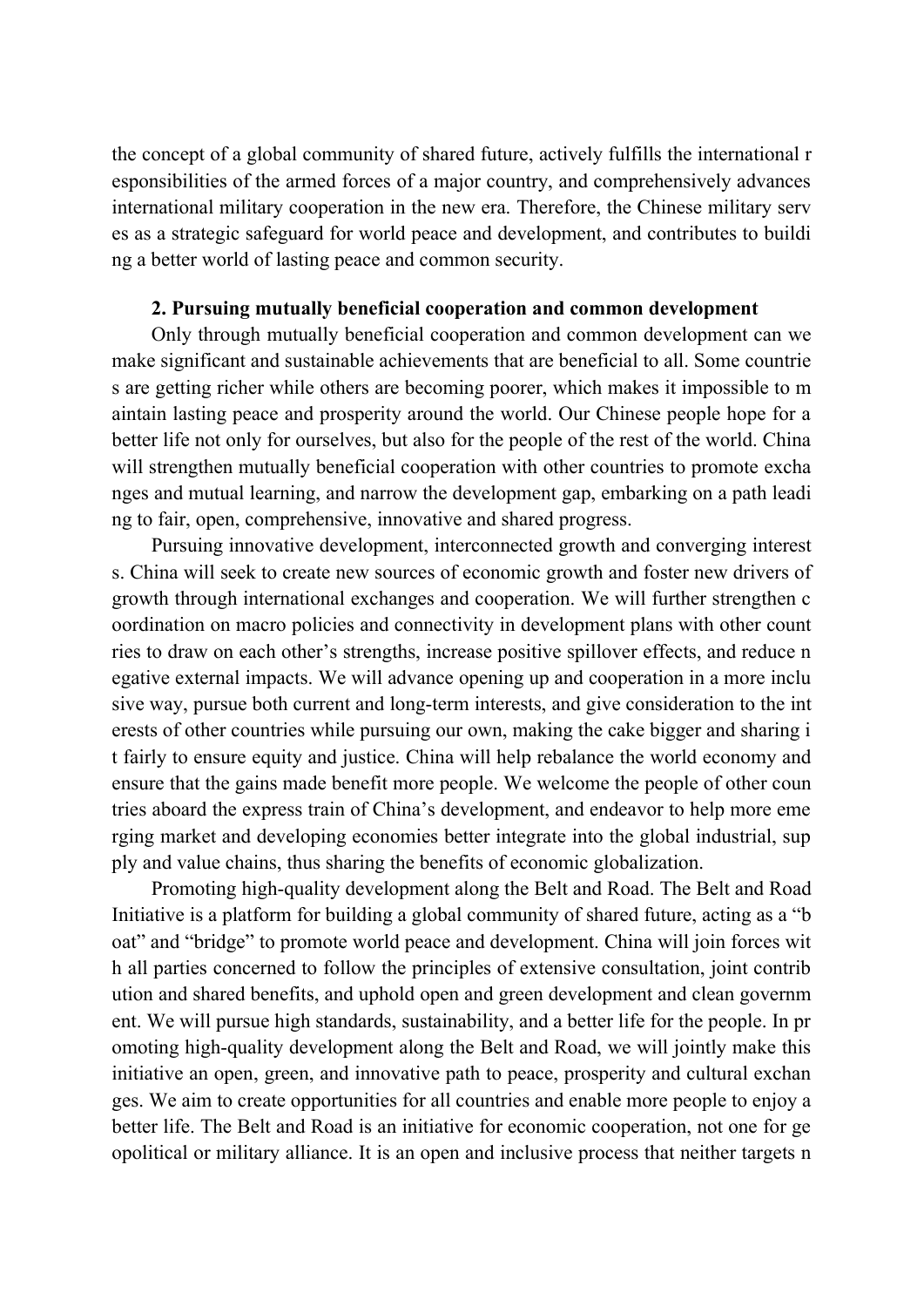the concept of a global community of shared future, actively fulfills the international responsibilities of the armed forces of a major country, and comprehensively advances international military cooperation in the new era. Therefore, the Chinese military serves as a strategic safeguard for world peace and development, and contributes to building a better world of lasting peace and common security.

**2. Pursuing mutually beneficial cooperation and common development**

Only through mutually beneficial cooperation and common development can we make significant and sustainable achievements that are beneficial to all. Some countries are getting richer while others are becoming poorer, which makes it impossible to maintain lasting peace and prosperity around the world. Our Chinese people hope for a better life not only for ourselves, but also for the people of the rest of the world. China will strengthen mutually beneficial cooperation with other countries to promote exchanges and mutual learning, and narrow the development gap, embarking on a path leading to fair, open, comprehensive, innovative and shared progress.

Pursuing innovative development, interconnected growth and converging interests. China will seek to create new sources of economic growth and foster new drivers of growth through international exchanges and cooperation. We will further strengthen coordination on macro policies and connectivity in development plans with other countries to draw on each other's strengths, increase positive spillover effects, and reduce negative external impacts. We will advance opening up and cooperation in a more inclusive way, pursue both current and long-term interests, and give consideration to the interests of other countries while pursuing our own, making the cake bigger and sharing it fairly to ensure equity and justice. China will help rebalance the world economy and ensure that the gains made benefit more people. We welcome the people of other countries aboard the express train of China's development, and endeavor to help more emerging market and developing economies better integrate into the global industrial, supply and value chains, thus sharing the benefits of economic globalization.

Promoting high-quality development along the Belt and Road. The Belt and Road Initiative is a platform for building a global community of shared future, acting as a "boat" and "bridge" to promote world peace and development. China will join forces with all parties concerned to follow the principles of extensive consultation, joint contribution and shared benefits, and uphold open and green development and clean government. We will pursue high standards, sustainability, and a better life for the people. In promoting high-quality development along the Belt and Road, we will jointly make this initiative an open, green, and innovative path to peace, prosperity and cultural exchanges. We aim to create opportunities for all countries and enable more people to enjoy a better life. The Belt and Road is an initiative for economic cooperation, not one for geopolitical or military alliance. It is an open and inclusive process that neither targets n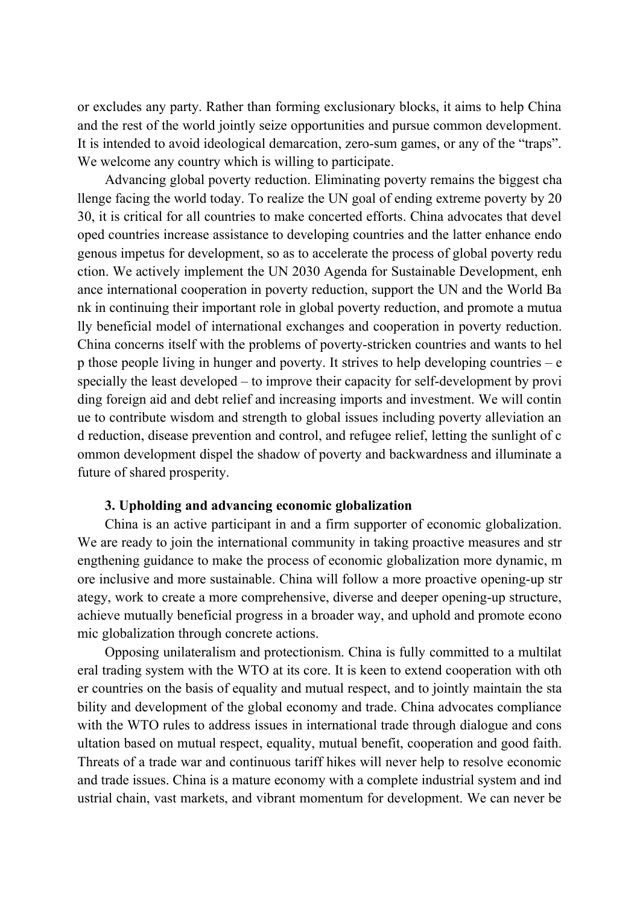or excludes any party. Rather than forming exclusionary blocks, it aims to help China and the rest of the world jointly seize opportunities and pursue common development. It is intended to avoid ideological demarcation, zero-sum games, or any of the "traps". We welcome any country which is willing to participate.

Advancing global poverty reduction. Eliminating poverty remains the biggest challenge facing the world today. To realize the UN goal of ending extreme poverty by 2030, it is critical for all countries to make concerted efforts. China advocates that developed countries increase assistance to developing countries and the latter enhance endogenous impetus for development, so as to accelerate the process of global poverty reduction. We actively implement the UN 2030 Agenda for Sustainable Development, enhance international cooperation in poverty reduction, support the UN and the World Bank in continuing their important role in global poverty reduction, and promote a mutually beneficial model of international exchanges and cooperation in poverty reduction. China concerns itself with the problems of poverty-stricken countries and wants to help those people living in hunger and poverty. It strives to help developing countries – especially the least developed – to improve their capacity for self-development by providing foreign aid and debt relief and increasing imports and investment. We will continue to contribute wisdom and strength to global issues including poverty alleviation and reduction, disease prevention and control, and refugee relief, letting the sunlight of common development dispel the shadow of poverty and backwardness and illuminate a future of shared prosperity.

### 3. Upholding and advancing economic globalization

China is an active participant in and a firm supporter of economic globalization. We are ready to join the international community in taking proactive measures and strengthening guidance to make the process of economic globalization more dynamic, more inclusive and more sustainable. China will follow a more proactive opening-up strategy, work to create a more comprehensive, diverse and deeper opening-up structure, achieve mutually beneficial progress in a broader way, and uphold and promote economic globalization through concrete actions.

Opposing unilateralism and protectionism. China is fully committed to a multilateral trading system with the WTO at its core. It is keen to extend cooperation with other countries on the basis of equality and mutual respect, and to jointly maintain the stability and development of the global economy and trade. China advocates compliance with the WTO rules to address issues in international trade through dialogue and consultation based on mutual respect, equality, mutual benefit, cooperation and good faith. Threats of a trade war and continuous tariff hikes will never help to resolve economic and trade issues. China is a mature economy with a complete industrial system and industrial chain, vast markets, and vibrant momentum for development. We can never be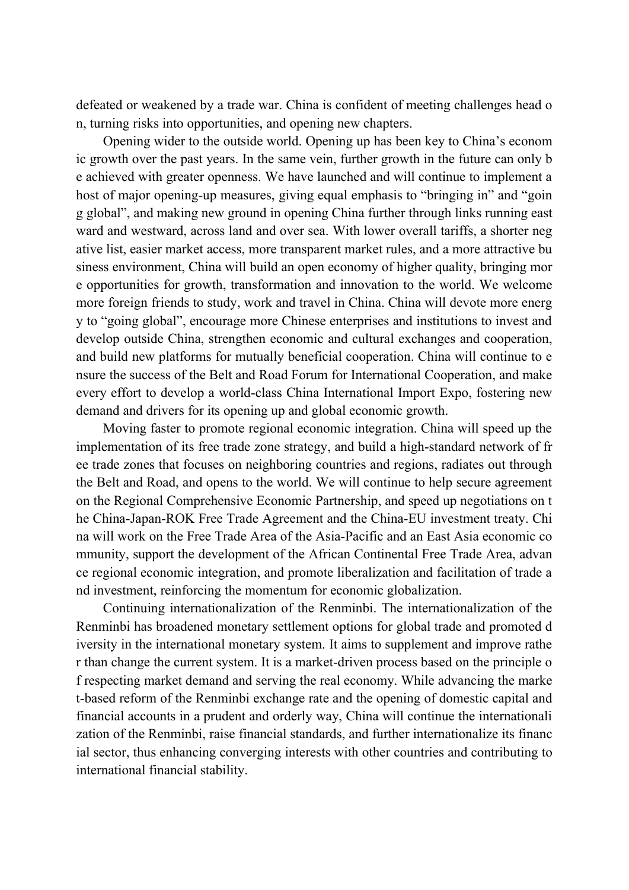defeated or weakened by a trade war. China is confident of meeting challenges head on, turning risks into opportunities, and opening new chapters.

Opening wider to the outside world. Opening up has been key to China's economic growth over the past years. In the same vein, further growth in the future can only be achieved with greater openness. We have launched and will continue to implement a host of major opening-up measures, giving equal emphasis to "bringing in" and "going global", and making new ground in opening China further through links running eastward and westward, across land and over sea. With lower overall tariffs, a shorter negative list, easier market access, more transparent market rules, and a more attractive business environment, China will build an open economy of higher quality, bringing more opportunities for growth, transformation and innovation to the world. We welcome more foreign friends to study, work and travel in China. China will devote more energy to "going global", encourage more Chinese enterprises and institutions to invest and develop outside China, strengthen economic and cultural exchanges and cooperation, and build new platforms for mutually beneficial cooperation. China will continue to ensure the success of the Belt and Road Forum for International Cooperation, and make every effort to develop a world-class China International Import Expo, fostering new demand and drivers for its opening up and global economic growth.

Moving faster to promote regional economic integration. China will speed up the implementation of its free trade zone strategy, and build a high-standard network of free trade zones that focuses on neighboring countries and regions, radiates out through the Belt and Road, and opens to the world. We will continue to help secure agreement on the Regional Comprehensive Economic Partnership, and speed up negotiations on the China-Japan-ROK Free Trade Agreement and the China-EU investment treaty. China will work on the Free Trade Area of the Asia-Pacific and an East Asia economic community, support the development of the African Continental Free Trade Area, advance regional economic integration, and promote liberalization and facilitation of trade and investment, reinforcing the momentum for economic globalization.

Continuing internationalization of the Renminbi. The internationalization of the Renminbi has broadened monetary settlement options for global trade and promoted diversity in the international monetary system. It aims to supplement and improve rather than change the current system. It is a market-driven process based on the principle of respecting market demand and serving the real economy. While advancing the market-based reform of the Renminbi exchange rate and the opening of domestic capital and financial accounts in a prudent and orderly way, China will continue the internationalization of the Renminbi, raise financial standards, and further internationalize its financial sector, thus enhancing converging interests with other countries and contributing to international financial stability.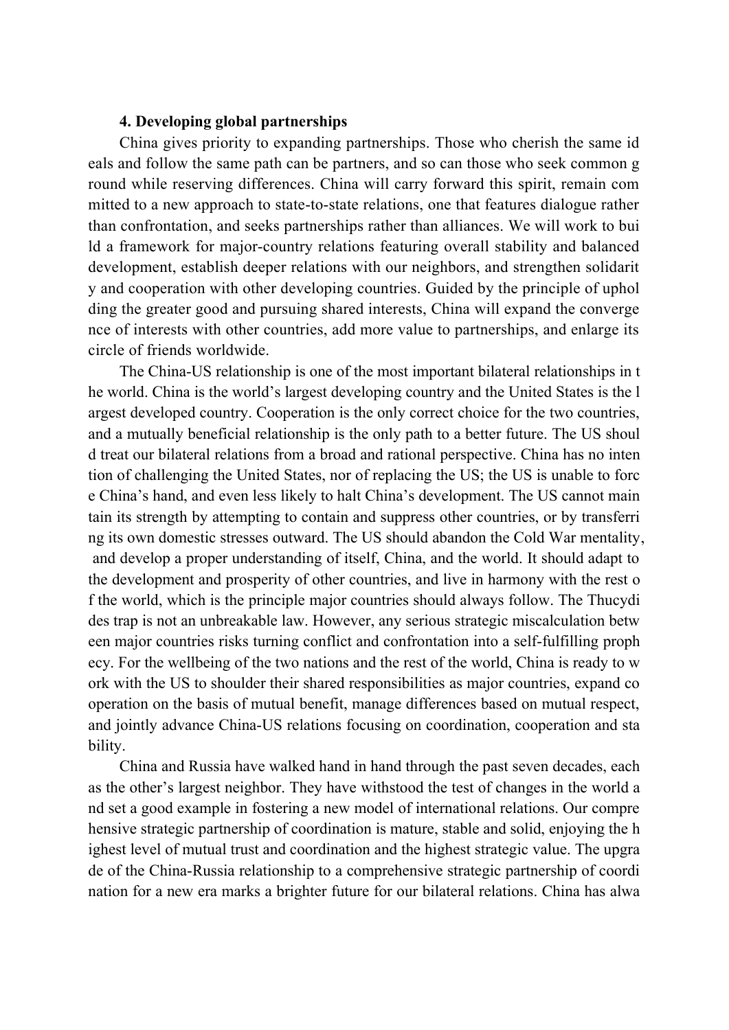**4. Developing global partnerships**

China gives priority to expanding partnerships. Those who cherish the same ideals and follow the same path can be partners, and so can those who seek common ground while reserving differences. China will carry forward this spirit, remain committed to a new approach to state-to-state relations, one that features dialogue rather than confrontation, and seeks partnerships rather than alliances. We will work to build a framework for major-country relations featuring overall stability and balanced development, establish deeper relations with our neighbors, and strengthen solidarity and cooperation with other developing countries. Guided by the principle of upholding the greater good and pursuing shared interests, China will expand the convergence of interests with other countries, add more value to partnerships, and enlarge its circle of friends worldwide.

The China-US relationship is one of the most important bilateral relationships in the world. China is the world's largest developing country and the United States is the largest developed country. Cooperation is the only correct choice for the two countries, and a mutually beneficial relationship is the only path to a better future. The US should treat our bilateral relations from a broad and rational perspective. China has no intention of challenging the United States, nor of replacing the US; the US is unable to force China's hand, and even less likely to halt China's development. The US cannot maintain its strength by attempting to contain and suppress other countries, or by transferring its own domestic stresses outward. The US should abandon the Cold War mentality, and develop a proper understanding of itself, China, and the world. It should adapt to the development and prosperity of other countries, and live in harmony with the rest of the world, which is the principle major countries should always follow. The Thucydides trap is not an unbreakable law. However, any serious strategic miscalculation between major countries risks turning conflict and confrontation into a self-fulfilling prophecy. For the wellbeing of the two nations and the rest of the world, China is ready to work with the US to shoulder their shared responsibilities as major countries, expand cooperation on the basis of mutual benefit, manage differences based on mutual respect, and jointly advance China-US relations focusing on coordination, cooperation and stability.

China and Russia have walked hand in hand through the past seven decades, each as the other's largest neighbor. They have withstood the test of changes in the world and set a good example in fostering a new model of international relations. Our comprehensive strategic partnership of coordination is mature, stable and solid, enjoying the highest level of mutual trust and coordination and the highest strategic value. The upgrade of the China-Russia relationship to a comprehensive strategic partnership of coordination for a new era marks a brighter future for our bilateral relations. China has alwa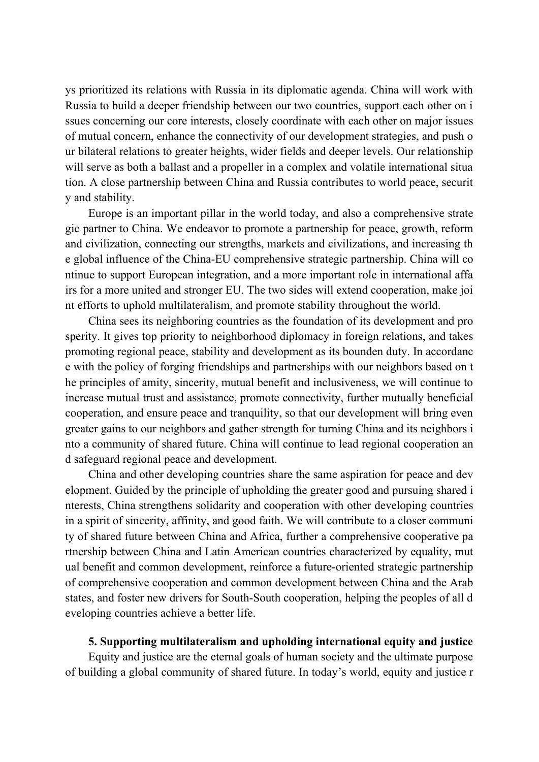ys prioritized its relations with Russia in its diplomatic agenda. China will work with Russia to build a deeper friendship between our two countries, support each other on issues concerning our core interests, closely coordinate with each other on major issues of mutual concern, enhance the connectivity of our development strategies, and push our bilateral relations to greater heights, wider fields and deeper levels. Our relationship will serve as both a ballast and a propeller in a complex and volatile international situation. A close partnership between China and Russia contributes to world peace, security and stability.

Europe is an important pillar in the world today, and also a comprehensive strategic partner to China. We endeavor to promote a partnership for peace, growth, reform and civilization, connecting our strengths, markets and civilizations, and increasing the global influence of the China-EU comprehensive strategic partnership. China will continue to support European integration, and a more important role in international affairs for a more united and stronger EU. The two sides will extend cooperation, make joint efforts to uphold multilateralism, and promote stability throughout the world.

China sees its neighboring countries as the foundation of its development and prosperity. It gives top priority to neighborhood diplomacy in foreign relations, and takes promoting regional peace, stability and development as its bounden duty. In accordance with the policy of forging friendships and partnerships with our neighbors based on the principles of amity, sincerity, mutual benefit and inclusiveness, we will continue to increase mutual trust and assistance, promote connectivity, further mutually beneficial cooperation, and ensure peace and tranquility, so that our development will bring even greater gains to our neighbors and gather strength for turning China and its neighbors into a community of shared future. China will continue to lead regional cooperation and safeguard regional peace and development.

China and other developing countries share the same aspiration for peace and development. Guided by the principle of upholding the greater good and pursuing shared interests, China strengthens solidarity and cooperation with other developing countries in a spirit of sincerity, affinity, and good faith. We will contribute to a closer community of shared future between China and Africa, further a comprehensive cooperative partnership between China and Latin American countries characterized by equality, mutual benefit and common development, reinforce a future-oriented strategic partnership of comprehensive cooperation and common development between China and the Arab states, and foster new drivers for South-South cooperation, helping the peoples of all developing countries achieve a better life.

### 5. Supporting multilateralism and upholding international equity and justice

Equity and justice are the eternal goals of human society and the ultimate purpose of building a global community of shared future. In today's world, equity and justice r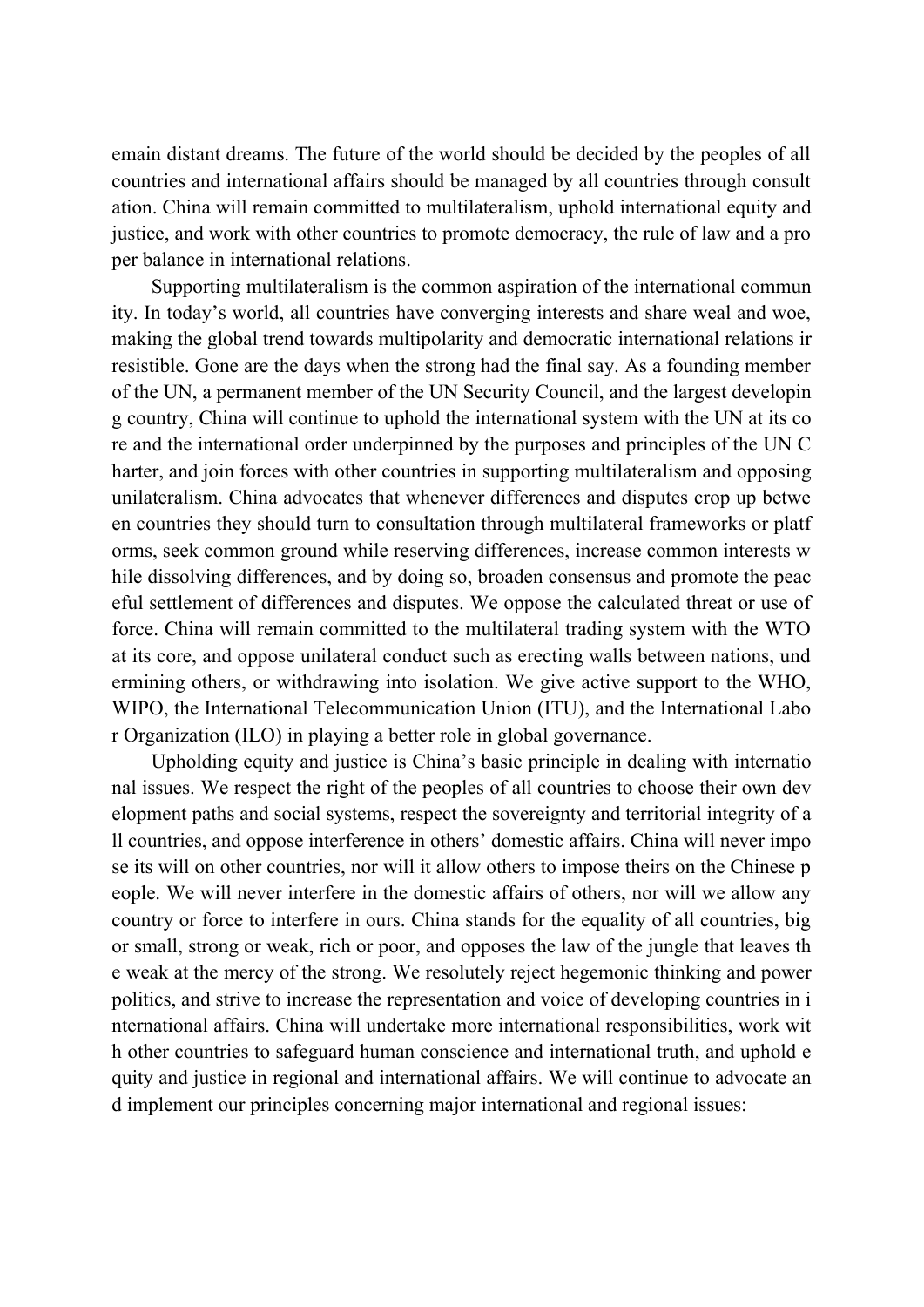emain distant dreams. The future of the world should be decided by the peoples of all countries and international affairs should be managed by all countries through consultation. China will remain committed to multilateralism, uphold international equity and justice, and work with other countries to promote democracy, the rule of law and a proper balance in international relations.

Supporting multilateralism is the common aspiration of the international community. In today's world, all countries have converging interests and share weal and woe, making the global trend towards multipolarity and democratic international relations irresistible. Gone are the days when the strong had the final say. As a founding member of the UN, a permanent member of the UN Security Council, and the largest developing country, China will continue to uphold the international system with the UN at its core and the international order underpinned by the purposes and principles of the UN Charter, and join forces with other countries in supporting multilateralism and opposing unilateralism. China advocates that whenever differences and disputes crop up between countries they should turn to consultation through multilateral frameworks or platforms, seek common ground while reserving differences, increase common interests while dissolving differences, and by doing so, broaden consensus and promote the peaceful settlement of differences and disputes. We oppose the calculated threat or use of force. China will remain committed to the multilateral trading system with the WTO at its core, and oppose unilateral conduct such as erecting walls between nations, undermining others, or withdrawing into isolation. We give active support to the WHO, WIPO, the International Telecommunication Union (ITU), and the International Labor Organization (ILO) in playing a better role in global governance.

Upholding equity and justice is China's basic principle in dealing with international issues. We respect the right of the peoples of all countries to choose their own development paths and social systems, respect the sovereignty and territorial integrity of all countries, and oppose interference in others' domestic affairs. China will never impose its will on other countries, nor will it allow others to impose theirs on the Chinese people. We will never interfere in the domestic affairs of others, nor will we allow any country or force to interfere in ours. China stands for the equality of all countries, big or small, strong or weak, rich or poor, and opposes the law of the jungle that leaves the weak at the mercy of the strong. We resolutely reject hegemonic thinking and power politics, and strive to increase the representation and voice of developing countries in international affairs. China will undertake more international responsibilities, work with other countries to safeguard human conscience and international truth, and uphold equity and justice in regional and international affairs. We will continue to advocate and implement our principles concerning major international and regional issues: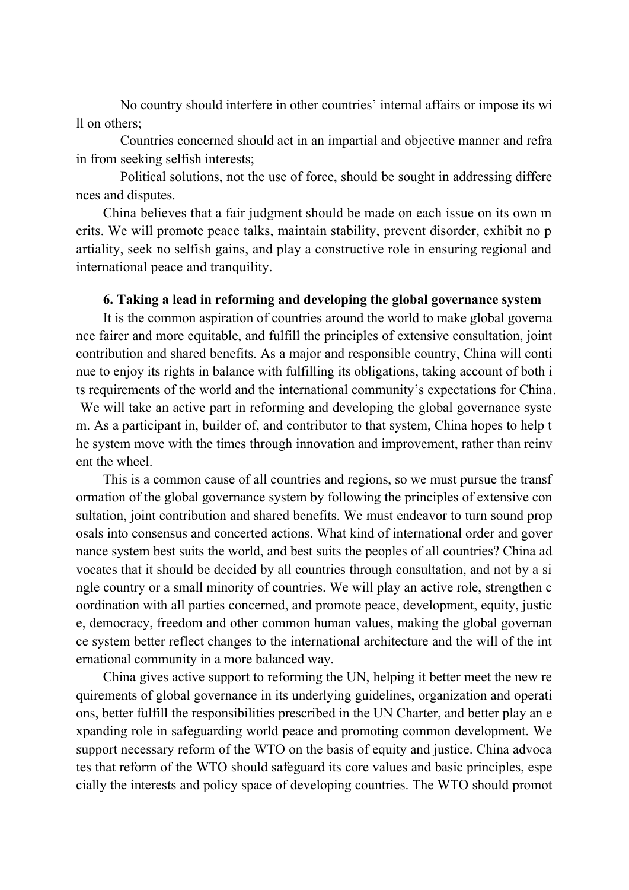No country should interfere in other countries' internal affairs or impose its will on others;

Countries concerned should act in an impartial and objective manner and refrain from seeking selfish interests;

Political solutions, not the use of force, should be sought in addressing differences and disputes.

China believes that a fair judgment should be made on each issue on its own merits. We will promote peace talks, maintain stability, prevent disorder, exhibit no partiality, seek no selfish gains, and play a constructive role in ensuring regional and international peace and tranquility.

**6. Taking a lead in reforming and developing the global governance system**

It is the common aspiration of countries around the world to make global governance fairer and more equitable, and fulfill the principles of extensive consultation, joint contribution and shared benefits. As a major and responsible country, China will continue to enjoy its rights in balance with fulfilling its obligations, taking account of both its requirements of the world and the international community's expectations for China. We will take an active part in reforming and developing the global governance system. As a participant in, builder of, and contributor to that system, China hopes to help the system move with the times through innovation and improvement, rather than reinvent the wheel.

This is a common cause of all countries and regions, so we must pursue the transformation of the global governance system by following the principles of extensive consultation, joint contribution and shared benefits. We must endeavor to turn sound proposals into consensus and concerted actions. What kind of international order and governance system best suits the world, and best suits the peoples of all countries? China advocates that it should be decided by all countries through consultation, and not by a single country or a small minority of countries. We will play an active role, strengthen coordination with all parties concerned, and promote peace, development, equity, justice, democracy, freedom and other common human values, making the global governance system better reflect changes to the international architecture and the will of the international community in a more balanced way.

China gives active support to reforming the UN, helping it better meet the new requirements of global governance in its underlying guidelines, organization and operations, better fulfill the responsibilities prescribed in the UN Charter, and better play an expanding role in safeguarding world peace and promoting common development. We support necessary reform of the WTO on the basis of equity and justice. China advocates that reform of the WTO should safeguard its core values and basic principles, especially the interests and policy space of developing countries. The WTO should promot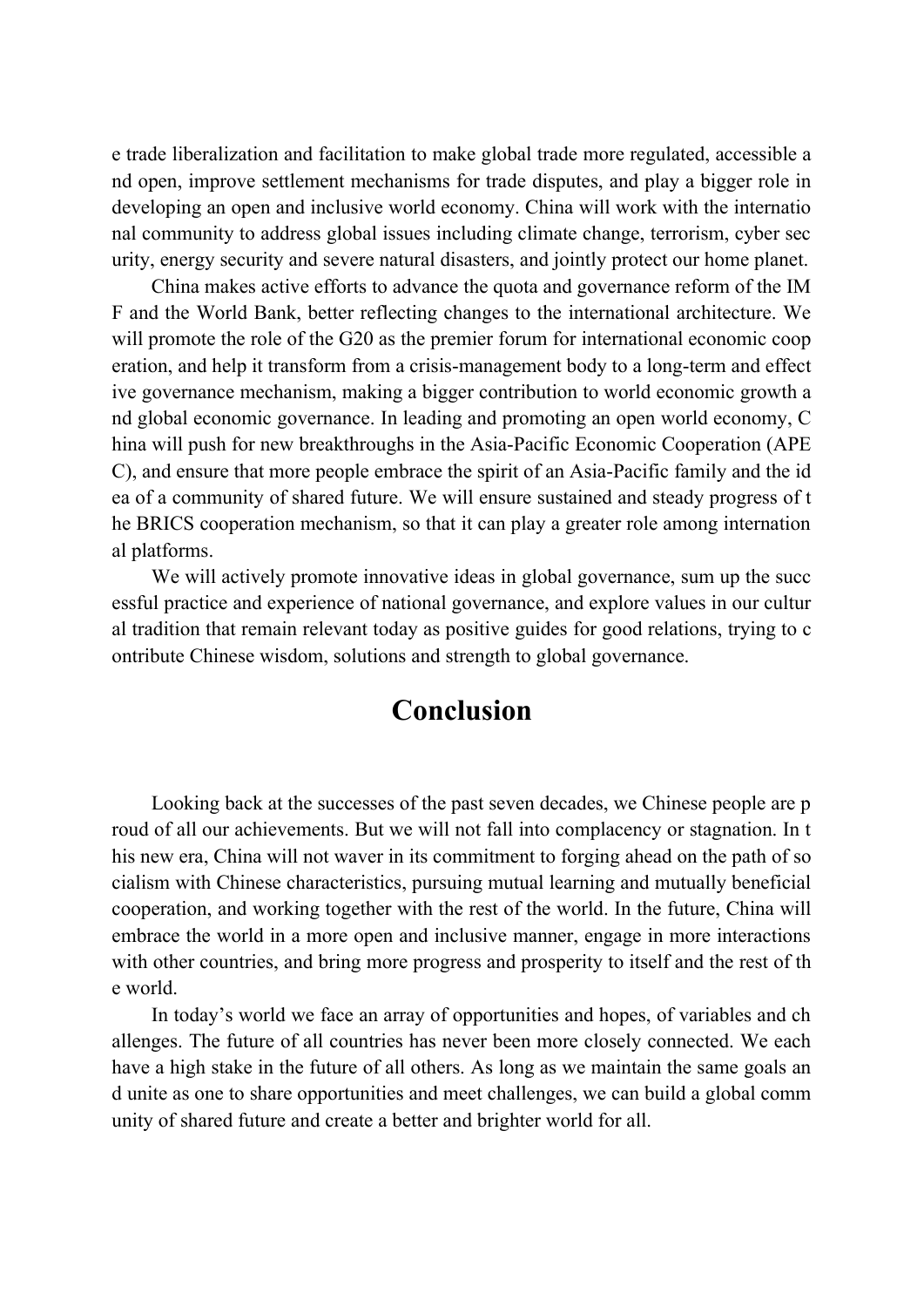e trade liberalization and facilitation to make global trade more regulated, accessible and open, improve settlement mechanisms for trade disputes, and play a bigger role in developing an open and inclusive world economy. China will work with the international community to address global issues including climate change, terrorism, cyber security, energy security and severe natural disasters, and jointly protect our home planet.

China makes active efforts to advance the quota and governance reform of the IMF and the World Bank, better reflecting changes to the international architecture. We will promote the role of the G20 as the premier forum for international economic cooperation, and help it transform from a crisis-management body to a long-term and effective governance mechanism, making a bigger contribution to world economic growth and global economic governance. In leading and promoting an open world economy, China will push for new breakthroughs in the Asia-Pacific Economic Cooperation (APEC), and ensure that more people embrace the spirit of an Asia-Pacific family and the idea of a community of shared future. We will ensure sustained and steady progress of the BRICS cooperation mechanism, so that it can play a greater role among international platforms.

We will actively promote innovative ideas in global governance, sum up the successful practice and experience of national governance, and explore values in our cultural tradition that remain relevant today as positive guides for good relations, trying to contribute Chinese wisdom, solutions and strength to global governance.

# Conclusion

Looking back at the successes of the past seven decades, we Chinese people are proud of all our achievements. But we will not fall into complacency or stagnation. In this new era, China will not waver in its commitment to forging ahead on the path of socialism with Chinese characteristics, pursuing mutual learning and mutually beneficial cooperation, and working together with the rest of the world. In the future, China will embrace the world in a more open and inclusive manner, engage in more interactions with other countries, and bring more progress and prosperity to itself and the rest of the world.

In today's world we face an array of opportunities and hopes, of variables and challenges. The future of all countries has never been more closely connected. We each have a high stake in the future of all others. As long as we maintain the same goals and unite as one to share opportunities and meet challenges, we can build a global community of shared future and create a better and brighter world for all.